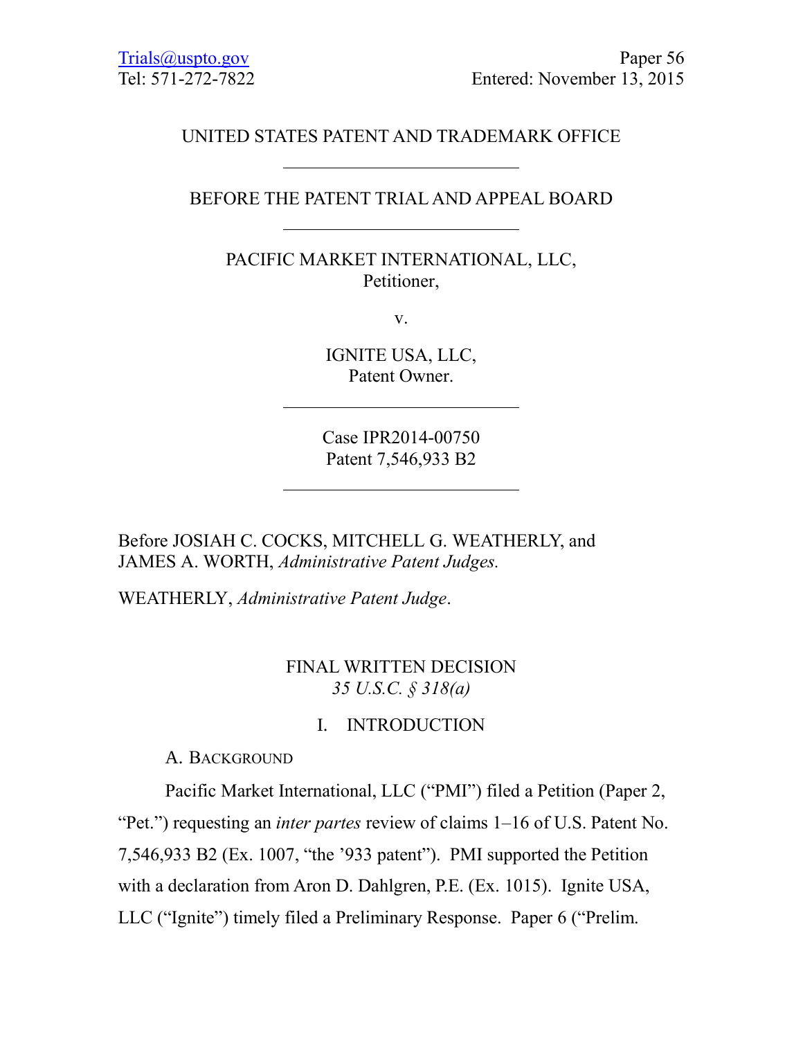Trials@uspto.gov
Tel: 571-272-7822

Paper 56
Entered: November 13, 2015

UNITED STATES PATENT AND TRADEMARK OFFICE

---

BEFORE THE PATENT TRIAL AND APPEAL BOARD

---

PACIFIC MARKET INTERNATIONAL, LLC,
Petitioner,

v.

IGNITE USA, LLC,
Patent Owner.

---

Case IPR2014-00750
Patent 7,546,933 B2

---

Before JOSIAH C. COCKS, MITCHELL G. WEATHERLY, and JAMES A. WORTH, *Administrative Patent Judges.*

WEATHERLY, *Administrative Patent Judge*.

# FINAL WRITTEN DECISION
*35 U.S.C. § 318(a)*

## I. INTRODUCTION

### A. Background

Pacific Market International, LLC ("PMI") filed a Petition (Paper 2, "Pet.") requesting an *inter partes* review of claims 1–16 of U.S. Patent No. 7,546,933 B2 (Ex. 1007, "the '933 patent"). PMI supported the Petition with a declaration from Aron D. Dahlgren, P.E. (Ex. 1015). Ignite USA, LLC ("Ignite") timely filed a Preliminary Response. Paper 6 ("Prelim.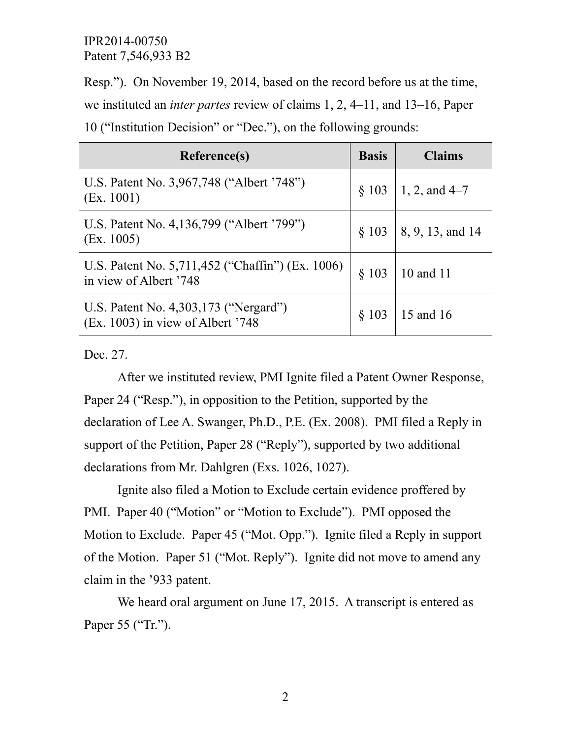Resp."). On November 19, 2014, based on the record before us at the time, we instituted an *inter partes* review of claims 1, 2, 4–11, and 13–16, Paper 10 ("Institution Decision" or "Dec."), on the following grounds:

| Reference(s) | Basis | Claims |
|---|---|---|
| U.S. Patent No. 3,967,748 ("Albert '748") (Ex. 1001) | § 103 | 1, 2, and 4–7 |
| U.S. Patent No. 4,136,799 ("Albert '799") (Ex. 1005) | § 103 | 8, 9, 13, and 14 |
| U.S. Patent No. 5,711,452 ("Chaffin") (Ex. 1006) in view of Albert '748 | § 103 | 10 and 11 |
| U.S. Patent No. 4,303,173 ("Nergard") (Ex. 1003) in view of Albert '748 | § 103 | 15 and 16 |

Dec. 27.

After we instituted review, PMI Ignite filed a Patent Owner Response, Paper 24 ("Resp."), in opposition to the Petition, supported by the declaration of Lee A. Swanger, Ph.D., P.E. (Ex. 2008). PMI filed a Reply in support of the Petition, Paper 28 ("Reply"), supported by two additional declarations from Mr. Dahlgren (Exs. 1026, 1027).

Ignite also filed a Motion to Exclude certain evidence proffered by PMI. Paper 40 ("Motion" or "Motion to Exclude"). PMI opposed the Motion to Exclude. Paper 45 ("Mot. Opp."). Ignite filed a Reply in support of the Motion. Paper 51 ("Mot. Reply"). Ignite did not move to amend any claim in the '933 patent.

We heard oral argument on June 17, 2015. A transcript is entered as Paper 55 ("Tr.").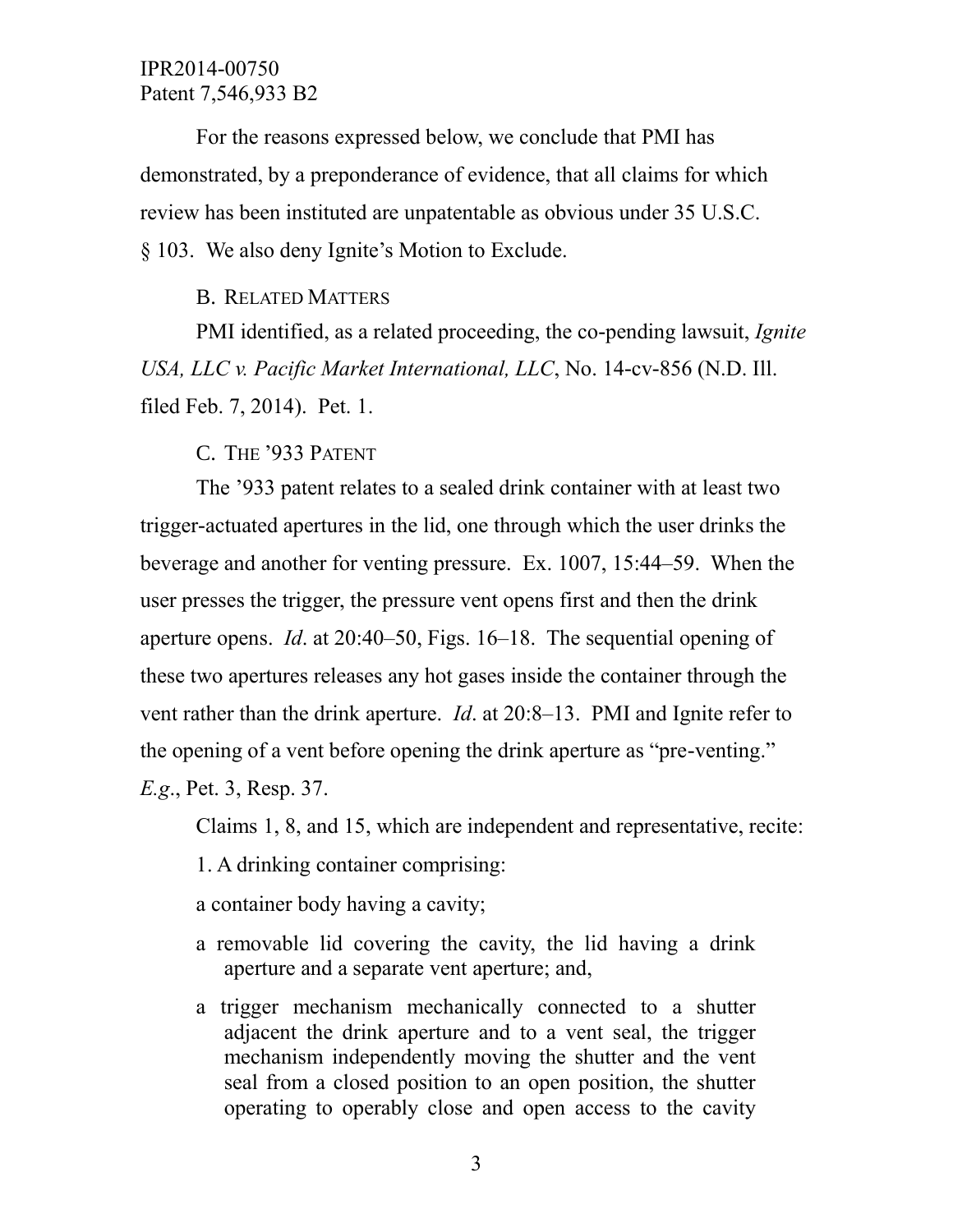For the reasons expressed below, we conclude that PMI has demonstrated, by a preponderance of evidence, that all claims for which review has been instituted are unpatentable as obvious under 35 U.S.C. § 103. We also deny Ignite's Motion to Exclude.

## B. RELATED MATTERS

PMI identified, as a related proceeding, the co-pending lawsuit, *Ignite USA, LLC v. Pacific Market International, LLC*, No. 14-cv-856 (N.D. Ill. filed Feb. 7, 2014). Pet. 1.

## C. THE '933 PATENT

The '933 patent relates to a sealed drink container with at least two trigger-actuated apertures in the lid, one through which the user drinks the beverage and another for venting pressure. Ex. 1007, 15:44–59. When the user presses the trigger, the pressure vent opens first and then the drink aperture opens. *Id*. at 20:40–50, Figs. 16–18. The sequential opening of these two apertures releases any hot gases inside the container through the vent rather than the drink aperture. *Id*. at 20:8–13. PMI and Ignite refer to the opening of a vent before opening the drink aperture as "pre-venting." *E.g*., Pet. 3, Resp. 37.

Claims 1, 8, and 15, which are independent and representative, recite:

> 1. A drinking container comprising:
>
> a container body having a cavity;
>
> a removable lid covering the cavity, the lid having a drink aperture and a separate vent aperture; and,
>
> a trigger mechanism mechanically connected to a shutter adjacent the drink aperture and to a vent seal, the trigger mechanism independently moving the shutter and the vent seal from a closed position to an open position, the shutter operating to operably close and open access to the cavity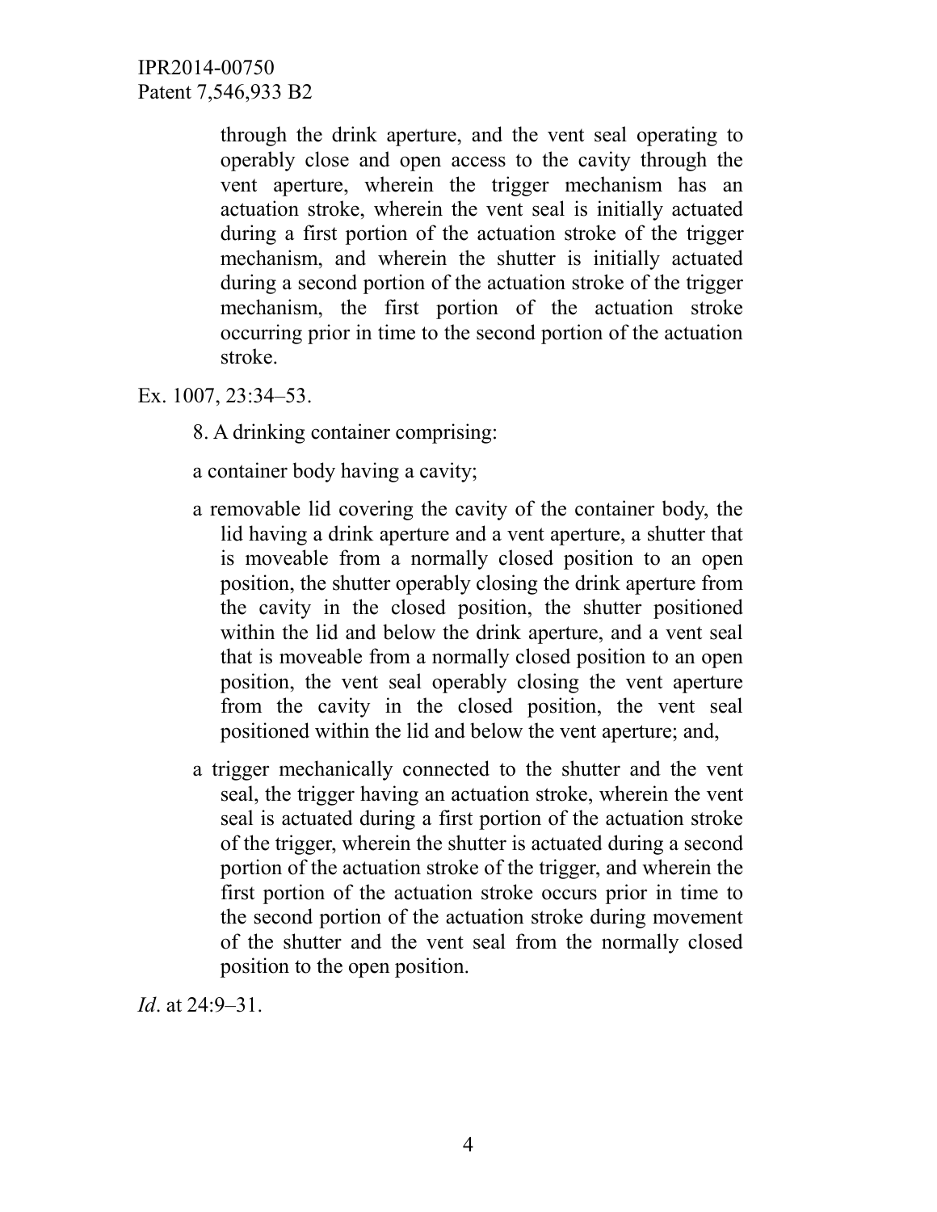> through the drink aperture, and the vent seal operating to operably close and open access to the cavity through the vent aperture, wherein the trigger mechanism has an actuation stroke, wherein the vent seal is initially actuated during a first portion of the actuation stroke of the trigger mechanism, and wherein the shutter is initially actuated during a second portion of the actuation stroke of the trigger mechanism, the first portion of the actuation stroke occurring prior in time to the second portion of the actuation stroke.

Ex. 1007, 23:34–53.

> 8. A drinking container comprising:
>
> a container body having a cavity;
>
> a removable lid covering the cavity of the container body, the lid having a drink aperture and a vent aperture, a shutter that is moveable from a normally closed position to an open position, the shutter operably closing the drink aperture from the cavity in the closed position, the shutter positioned within the lid and below the drink aperture, and a vent seal that is moveable from a normally closed position to an open position, the vent seal operably closing the vent aperture from the cavity in the closed position, the vent seal positioned within the lid and below the vent aperture; and,
>
> a trigger mechanically connected to the shutter and the vent seal, the trigger having an actuation stroke, wherein the vent seal is actuated during a first portion of the actuation stroke of the trigger, wherein the shutter is actuated during a second portion of the actuation stroke of the trigger, and wherein the first portion of the actuation stroke occurs prior in time to the second portion of the actuation stroke during movement of the shutter and the vent seal from the normally closed position to the open position.

*Id*. at 24:9–31.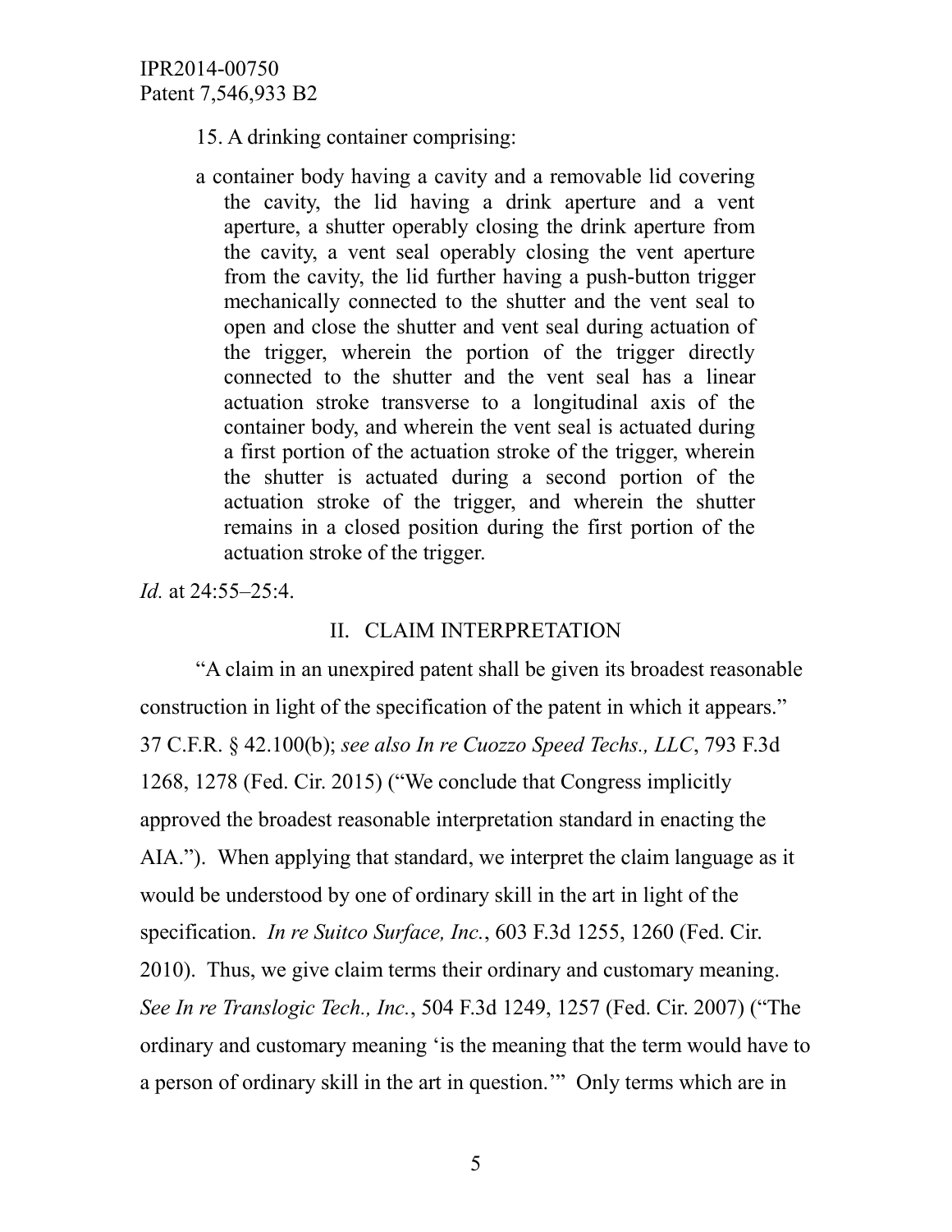15. A drinking container comprising:

a container body having a cavity and a removable lid covering the cavity, the lid having a drink aperture and a vent aperture, a shutter operably closing the drink aperture from the cavity, a vent seal operably closing the vent aperture from the cavity, the lid further having a push-button trigger mechanically connected to the shutter and the vent seal to open and close the shutter and vent seal during actuation of the trigger, wherein the portion of the trigger directly connected to the shutter and the vent seal has a linear actuation stroke transverse to a longitudinal axis of the container body, and wherein the vent seal is actuated during a first portion of the actuation stroke of the trigger, wherein the shutter is actuated during a second portion of the actuation stroke of the trigger, and wherein the shutter remains in a closed position during the first portion of the actuation stroke of the trigger.

*Id.* at 24:55–25:4.

## II. CLAIM INTERPRETATION

"A claim in an unexpired patent shall be given its broadest reasonable construction in light of the specification of the patent in which it appears." 37 C.F.R. § 42.100(b); *see also In re Cuozzo Speed Techs., LLC*, 793 F.3d 1268, 1278 (Fed. Cir. 2015) ("We conclude that Congress implicitly approved the broadest reasonable interpretation standard in enacting the AIA."). When applying that standard, we interpret the claim language as it would be understood by one of ordinary skill in the art in light of the specification. *In re Suitco Surface, Inc.*, 603 F.3d 1255, 1260 (Fed. Cir. 2010). Thus, we give claim terms their ordinary and customary meaning. *See In re Translogic Tech., Inc.*, 504 F.3d 1249, 1257 (Fed. Cir. 2007) ("The ordinary and customary meaning 'is the meaning that the term would have to a person of ordinary skill in the art in question.'" Only terms which are in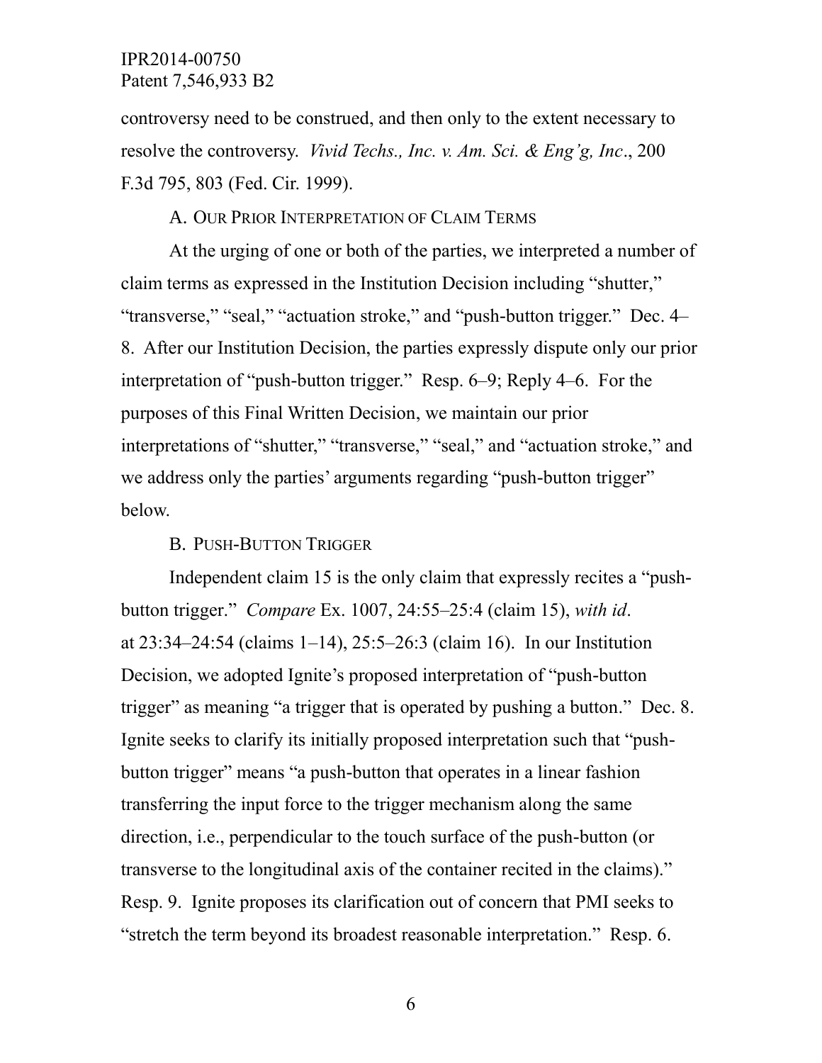controversy need to be construed, and then only to the extent necessary to resolve the controversy. *Vivid Techs., Inc. v. Am. Sci. & Eng'g, Inc*., 200 F.3d 795, 803 (Fed. Cir. 1999).

### A. OUR PRIOR INTERPRETATION OF CLAIM TERMS

At the urging of one or both of the parties, we interpreted a number of claim terms as expressed in the Institution Decision including "shutter," "transverse," "seal," "actuation stroke," and "push-button trigger." Dec. 4–8. After our Institution Decision, the parties expressly dispute only our prior interpretation of "push-button trigger." Resp. 6–9; Reply 4–6. For the purposes of this Final Written Decision, we maintain our prior interpretations of "shutter," "transverse," "seal," and "actuation stroke," and we address only the parties' arguments regarding "push-button trigger" below.

### B. PUSH-BUTTON TRIGGER

Independent claim 15 is the only claim that expressly recites a "push-button trigger." *Compare* Ex. 1007, 24:55–25:4 (claim 15), *with id*. at 23:34–24:54 (claims 1–14), 25:5–26:3 (claim 16). In our Institution Decision, we adopted Ignite's proposed interpretation of "push-button trigger" as meaning "a trigger that is operated by pushing a button." Dec. 8. Ignite seeks to clarify its initially proposed interpretation such that "push-button trigger" means "a push-button that operates in a linear fashion transferring the input force to the trigger mechanism along the same direction, i.e., perpendicular to the touch surface of the push-button (or transverse to the longitudinal axis of the container recited in the claims)." Resp. 9. Ignite proposes its clarification out of concern that PMI seeks to "stretch the term beyond its broadest reasonable interpretation." Resp. 6.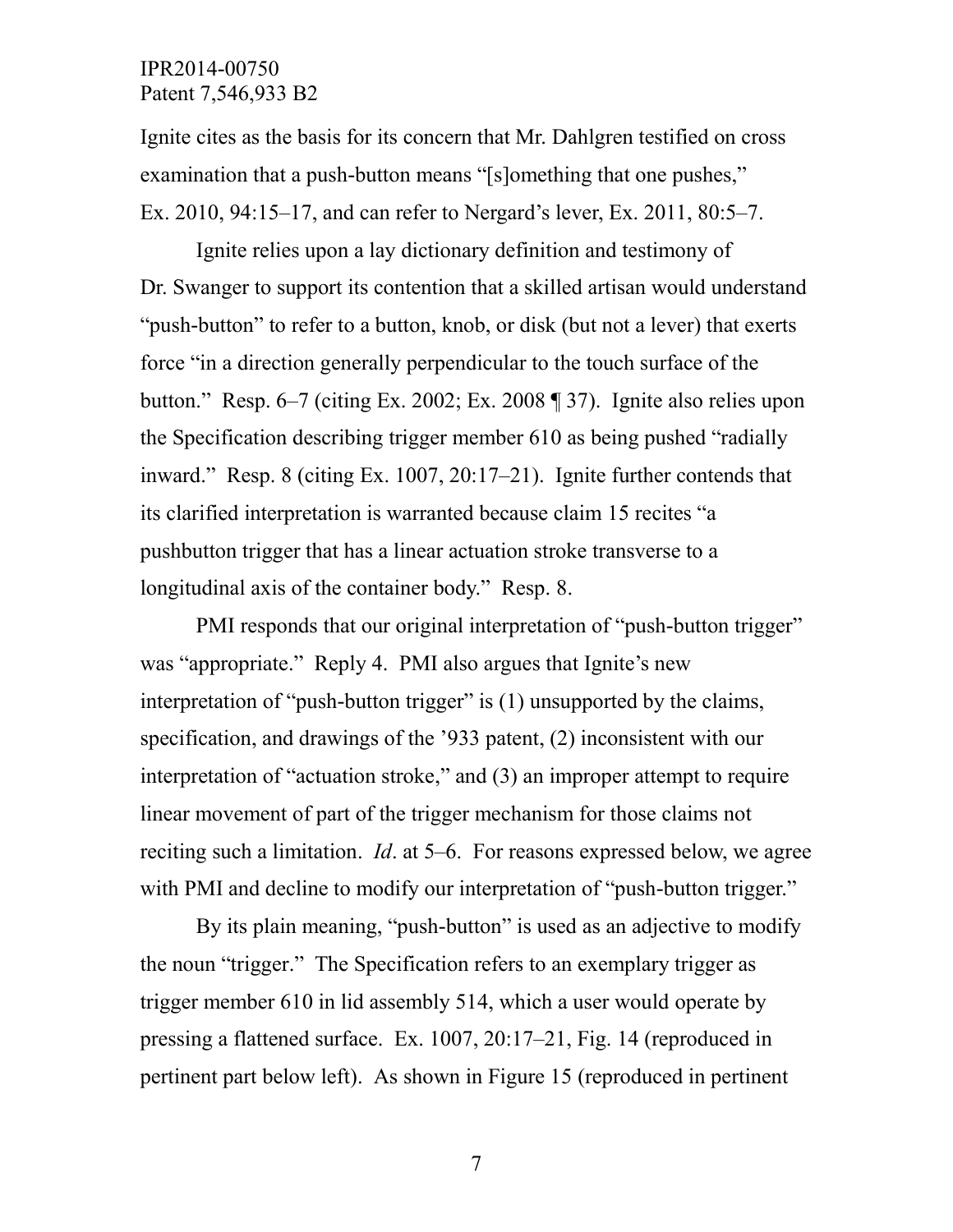Ignite cites as the basis for its concern that Mr. Dahlgren testified on cross examination that a push-button means "[s]omething that one pushes," Ex. 2010, 94:15–17, and can refer to Nergard's lever, Ex. 2011, 80:5–7.

Ignite relies upon a lay dictionary definition and testimony of Dr. Swanger to support its contention that a skilled artisan would understand "push-button" to refer to a button, knob, or disk (but not a lever) that exerts force "in a direction generally perpendicular to the touch surface of the button." Resp. 6–7 (citing Ex. 2002; Ex. 2008 ¶ 37). Ignite also relies upon the Specification describing trigger member 610 as being pushed "radially inward." Resp. 8 (citing Ex. 1007, 20:17–21). Ignite further contends that its clarified interpretation is warranted because claim 15 recites "a pushbutton trigger that has a linear actuation stroke transverse to a longitudinal axis of the container body." Resp. 8.

PMI responds that our original interpretation of "push-button trigger" was "appropriate." Reply 4. PMI also argues that Ignite's new interpretation of "push-button trigger" is (1) unsupported by the claims, specification, and drawings of the '933 patent, (2) inconsistent with our interpretation of "actuation stroke," and (3) an improper attempt to require linear movement of part of the trigger mechanism for those claims not reciting such a limitation. *Id*. at 5–6. For reasons expressed below, we agree with PMI and decline to modify our interpretation of "push-button trigger."

By its plain meaning, "push-button" is used as an adjective to modify the noun "trigger." The Specification refers to an exemplary trigger as trigger member 610 in lid assembly 514, which a user would operate by pressing a flattened surface. Ex. 1007, 20:17–21, Fig. 14 (reproduced in pertinent part below left). As shown in Figure 15 (reproduced in pertinent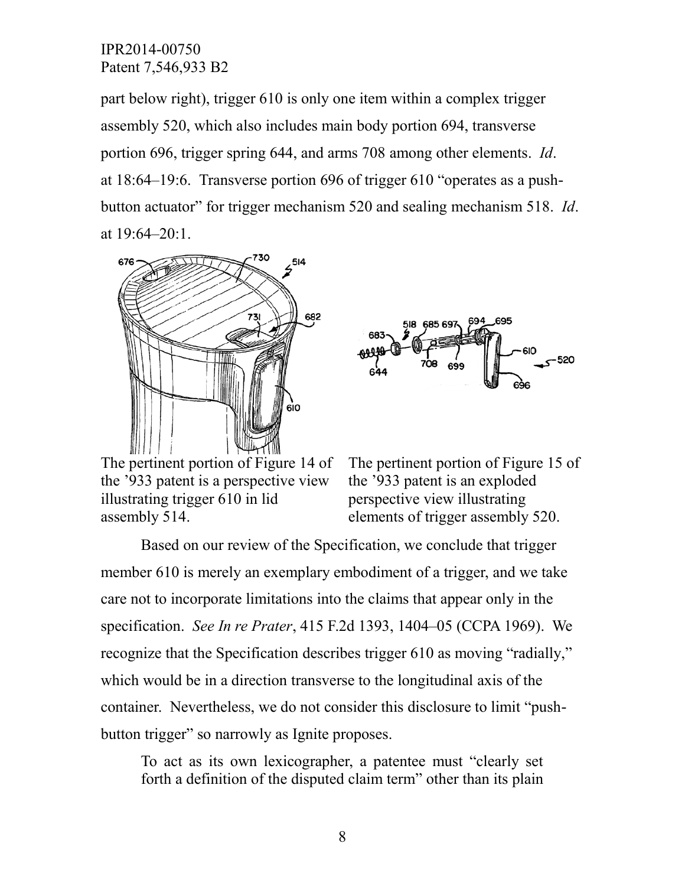part below right), trigger 610 is only one item within a complex trigger assembly 520, which also includes main body portion 694, transverse portion 696, trigger spring 644, and arms 708 among other elements. *Id*. at 18:64–19:6. Transverse portion 696 of trigger 610 "operates as a push-button actuator" for trigger mechanism 520 and sealing mechanism 518. *Id*. at 19:64–20:1.

The pertinent portion of Figure 14 of the '933 patent is a perspective view illustrating trigger 610 in lid assembly 514.

The pertinent portion of Figure 15 of the '933 patent is an exploded perspective view illustrating elements of trigger assembly 520.

Based on our review of the Specification, we conclude that trigger member 610 is merely an exemplary embodiment of a trigger, and we take care not to incorporate limitations into the claims that appear only in the specification. *See In re Prater*, 415 F.2d 1393, 1404–05 (CCPA 1969). We recognize that the Specification describes trigger 610 as moving "radially," which would be in a direction transverse to the longitudinal axis of the container. Nevertheless, we do not consider this disclosure to limit "push-button trigger" so narrowly as Ignite proposes.

> To act as its own lexicographer, a patentee must "clearly set forth a definition of the disputed claim term" other than its plain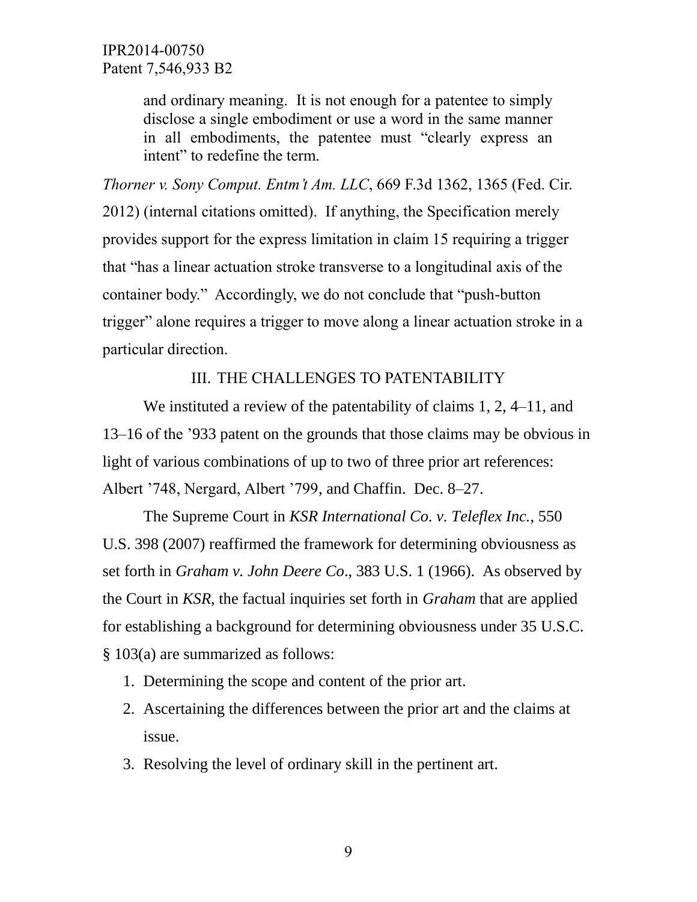> and ordinary meaning. It is not enough for a patentee to simply disclose a single embodiment or use a word in the same manner in all embodiments, the patentee must "clearly express an intent" to redefine the term.

*Thorner v. Sony Comput. Entm't Am. LLC*, 669 F.3d 1362, 1365 (Fed. Cir. 2012) (internal citations omitted). If anything, the Specification merely provides support for the express limitation in claim 15 requiring a trigger that "has a linear actuation stroke transverse to a longitudinal axis of the container body." Accordingly, we do not conclude that "push-button trigger" alone requires a trigger to move along a linear actuation stroke in a particular direction.

## III. THE CHALLENGES TO PATENTABILITY

We instituted a review of the patentability of claims 1, 2, 4–11, and 13–16 of the '933 patent on the grounds that those claims may be obvious in light of various combinations of up to two of three prior art references: Albert '748, Nergard, Albert '799, and Chaffin. Dec. 8–27.

The Supreme Court in *KSR International Co. v. Teleflex Inc.*, 550 U.S. 398 (2007) reaffirmed the framework for determining obviousness as set forth in *Graham v. John Deere Co*., 383 U.S. 1 (1966). As observed by the Court in *KSR*, the factual inquiries set forth in *Graham* that are applied for establishing a background for determining obviousness under 35 U.S.C. § 103(a) are summarized as follows:

1. Determining the scope and content of the prior art.
2. Ascertaining the differences between the prior art and the claims at issue.
3. Resolving the level of ordinary skill in the pertinent art.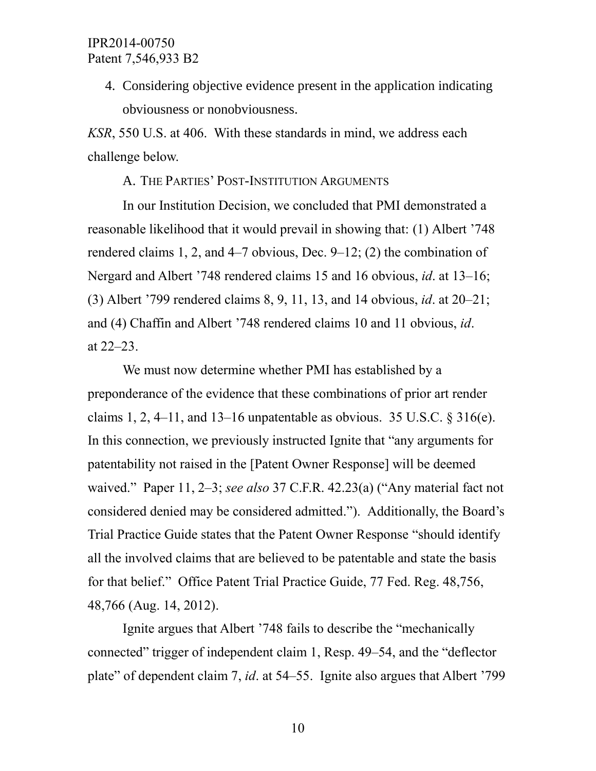4. Considering objective evidence present in the application indicating obviousness or nonobviousness.

*KSR*, 550 U.S. at 406. With these standards in mind, we address each challenge below.

### A. THE PARTIES' POST-INSTITUTION ARGUMENTS

In our Institution Decision, we concluded that PMI demonstrated a reasonable likelihood that it would prevail in showing that: (1) Albert '748 rendered claims 1, 2, and 4–7 obvious, Dec. 9–12; (2) the combination of Nergard and Albert '748 rendered claims 15 and 16 obvious, *id*. at 13–16; (3) Albert '799 rendered claims 8, 9, 11, 13, and 14 obvious, *id*. at 20–21; and (4) Chaffin and Albert '748 rendered claims 10 and 11 obvious, *id*. at 22–23.

We must now determine whether PMI has established by a preponderance of the evidence that these combinations of prior art render claims 1, 2, 4–11, and 13–16 unpatentable as obvious. 35 U.S.C. § 316(e). In this connection, we previously instructed Ignite that "any arguments for patentability not raised in the [Patent Owner Response] will be deemed waived." Paper 11, 2–3; *see also* 37 C.F.R. 42.23(a) ("Any material fact not considered denied may be considered admitted."). Additionally, the Board's Trial Practice Guide states that the Patent Owner Response "should identify all the involved claims that are believed to be patentable and state the basis for that belief." Office Patent Trial Practice Guide, 77 Fed. Reg. 48,756, 48,766 (Aug. 14, 2012).

Ignite argues that Albert '748 fails to describe the "mechanically connected" trigger of independent claim 1, Resp. 49–54, and the "deflector plate" of dependent claim 7, *id*. at 54–55. Ignite also argues that Albert '799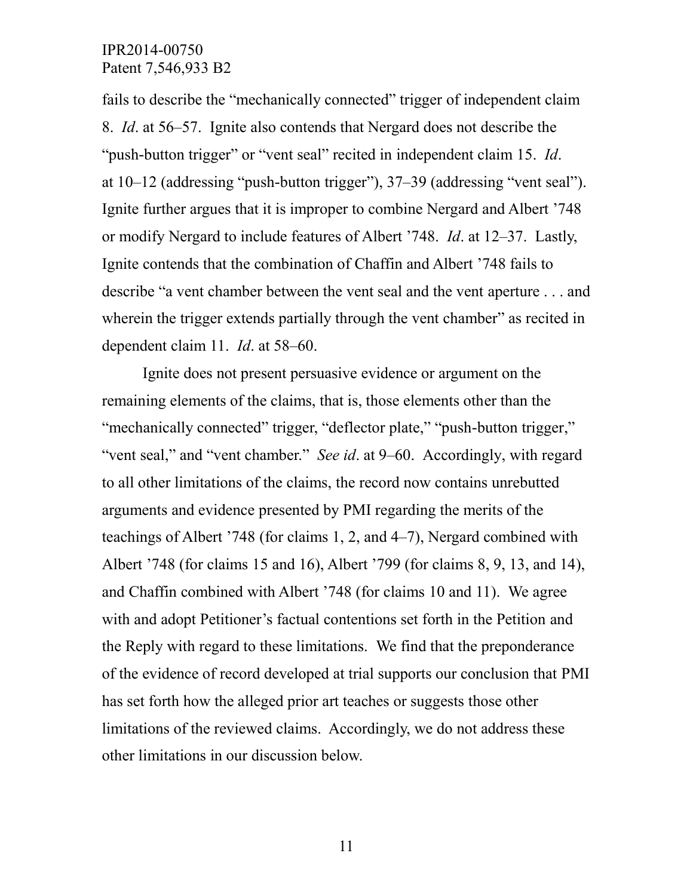fails to describe the "mechanically connected" trigger of independent claim 8. *Id*. at 56–57. Ignite also contends that Nergard does not describe the "push-button trigger" or "vent seal" recited in independent claim 15. *Id*. at 10–12 (addressing "push-button trigger"), 37–39 (addressing "vent seal"). Ignite further argues that it is improper to combine Nergard and Albert '748 or modify Nergard to include features of Albert '748. *Id*. at 12–37. Lastly, Ignite contends that the combination of Chaffin and Albert '748 fails to describe "a vent chamber between the vent seal and the vent aperture . . . and wherein the trigger extends partially through the vent chamber" as recited in dependent claim 11. *Id*. at 58–60.

Ignite does not present persuasive evidence or argument on the remaining elements of the claims, that is, those elements other than the "mechanically connected" trigger, "deflector plate," "push-button trigger," "vent seal," and "vent chamber." *See id*. at 9–60. Accordingly, with regard to all other limitations of the claims, the record now contains unrebutted arguments and evidence presented by PMI regarding the merits of the teachings of Albert '748 (for claims 1, 2, and 4–7), Nergard combined with Albert '748 (for claims 15 and 16), Albert '799 (for claims 8, 9, 13, and 14), and Chaffin combined with Albert '748 (for claims 10 and 11). We agree with and adopt Petitioner's factual contentions set forth in the Petition and the Reply with regard to these limitations. We find that the preponderance of the evidence of record developed at trial supports our conclusion that PMI has set forth how the alleged prior art teaches or suggests those other limitations of the reviewed claims. Accordingly, we do not address these other limitations in our discussion below.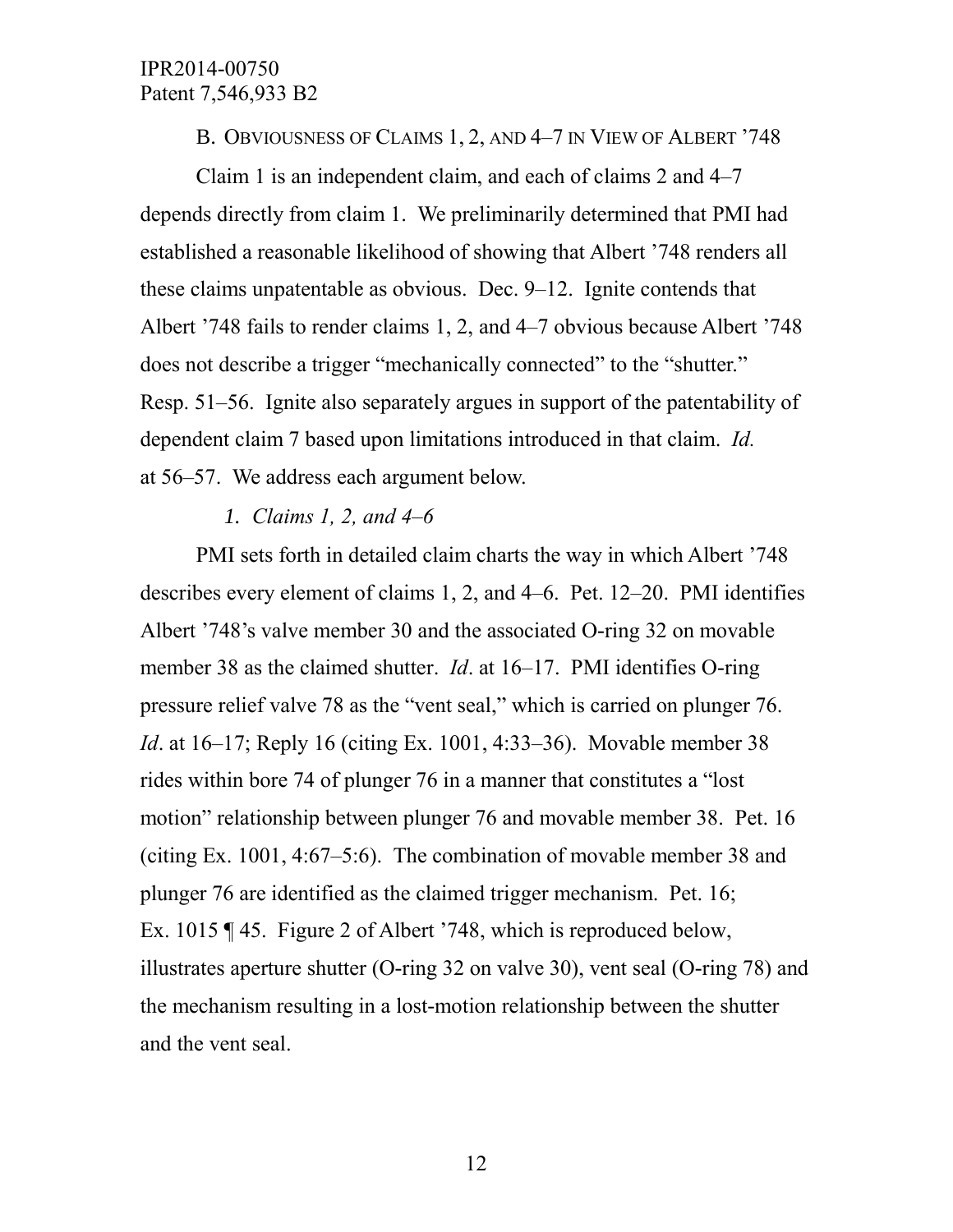### B. Obviousness of Claims 1, 2, and 4–7 in View of Albert '748

Claim 1 is an independent claim, and each of claims 2 and 4–7 depends directly from claim 1. We preliminarily determined that PMI had established a reasonable likelihood of showing that Albert '748 renders all these claims unpatentable as obvious. Dec. 9–12. Ignite contends that Albert '748 fails to render claims 1, 2, and 4–7 obvious because Albert '748 does not describe a trigger "mechanically connected" to the "shutter." Resp. 51–56. Ignite also separately argues in support of the patentability of dependent claim 7 based upon limitations introduced in that claim. *Id.* at 56–57. We address each argument below.

#### *1. Claims 1, 2, and 4–6*

PMI sets forth in detailed claim charts the way in which Albert '748 describes every element of claims 1, 2, and 4–6. Pet. 12–20. PMI identifies Albert '748's valve member 30 and the associated O-ring 32 on movable member 38 as the claimed shutter. *Id*. at 16–17. PMI identifies O-ring pressure relief valve 78 as the "vent seal," which is carried on plunger 76. *Id*. at 16–17; Reply 16 (citing Ex. 1001, 4:33–36). Movable member 38 rides within bore 74 of plunger 76 in a manner that constitutes a "lost motion" relationship between plunger 76 and movable member 38. Pet. 16 (citing Ex. 1001, 4:67–5:6). The combination of movable member 38 and plunger 76 are identified as the claimed trigger mechanism. Pet. 16; Ex. 1015 ¶ 45. Figure 2 of Albert '748, which is reproduced below, illustrates aperture shutter (O-ring 32 on valve 30), vent seal (O-ring 78) and the mechanism resulting in a lost-motion relationship between the shutter and the vent seal.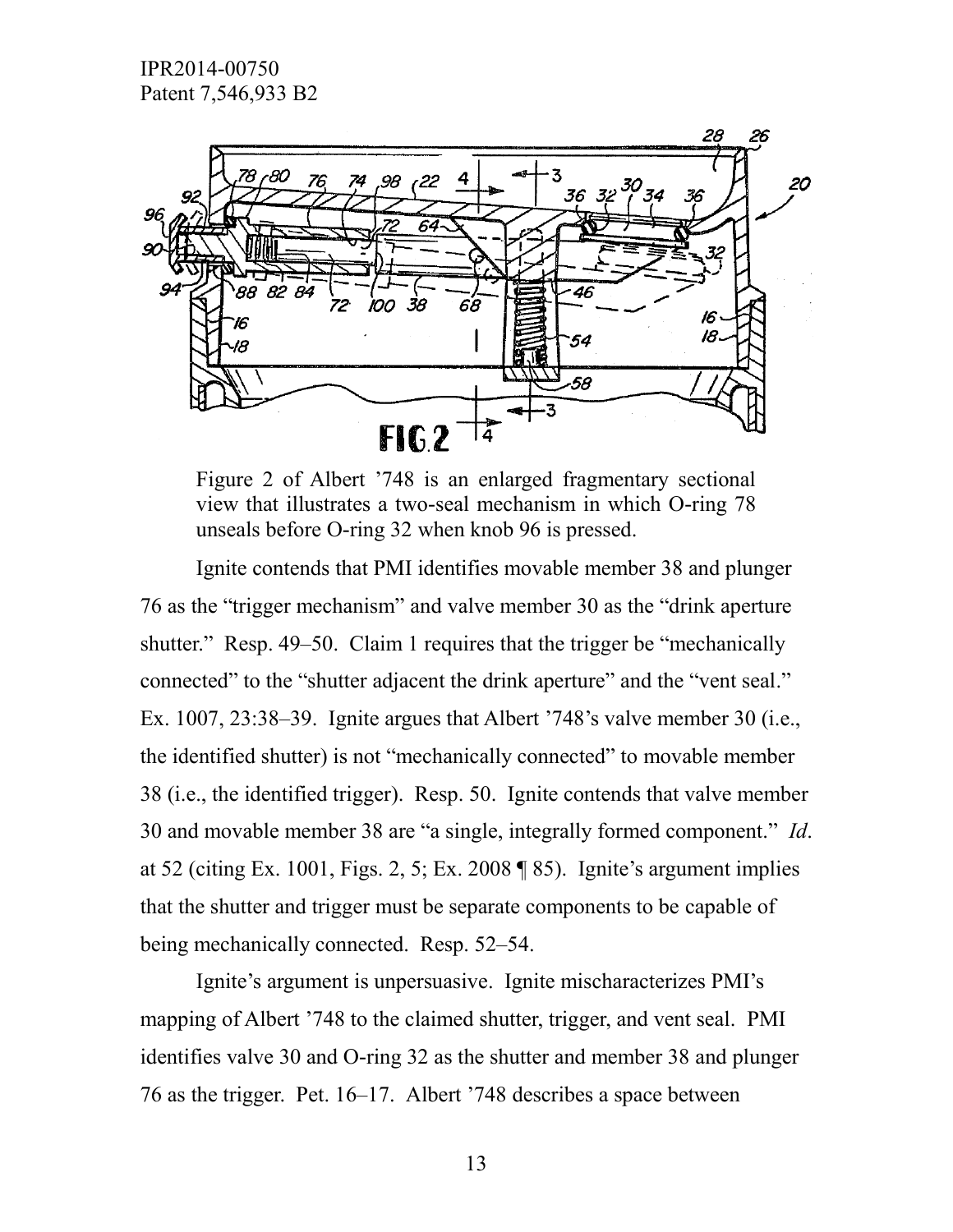Figure 2 of Albert '748 is an enlarged fragmentary sectional view that illustrates a two-seal mechanism in which O-ring 78 unseals before O-ring 32 when knob 96 is pressed.

Ignite contends that PMI identifies movable member 38 and plunger 76 as the "trigger mechanism" and valve member 30 as the "drink aperture shutter." Resp. 49–50. Claim 1 requires that the trigger be "mechanically connected" to the "shutter adjacent the drink aperture" and the "vent seal." Ex. 1007, 23:38–39. Ignite argues that Albert '748's valve member 30 (i.e., the identified shutter) is not "mechanically connected" to movable member 38 (i.e., the identified trigger). Resp. 50. Ignite contends that valve member 30 and movable member 38 are "a single, integrally formed component." *Id*. at 52 (citing Ex. 1001, Figs. 2, 5; Ex. 2008 ¶ 85). Ignite's argument implies that the shutter and trigger must be separate components to be capable of being mechanically connected. Resp. 52–54.

Ignite's argument is unpersuasive. Ignite mischaracterizes PMI's mapping of Albert '748 to the claimed shutter, trigger, and vent seal. PMI identifies valve 30 and O-ring 32 as the shutter and member 38 and plunger 76 as the trigger. Pet. 16–17. Albert '748 describes a space between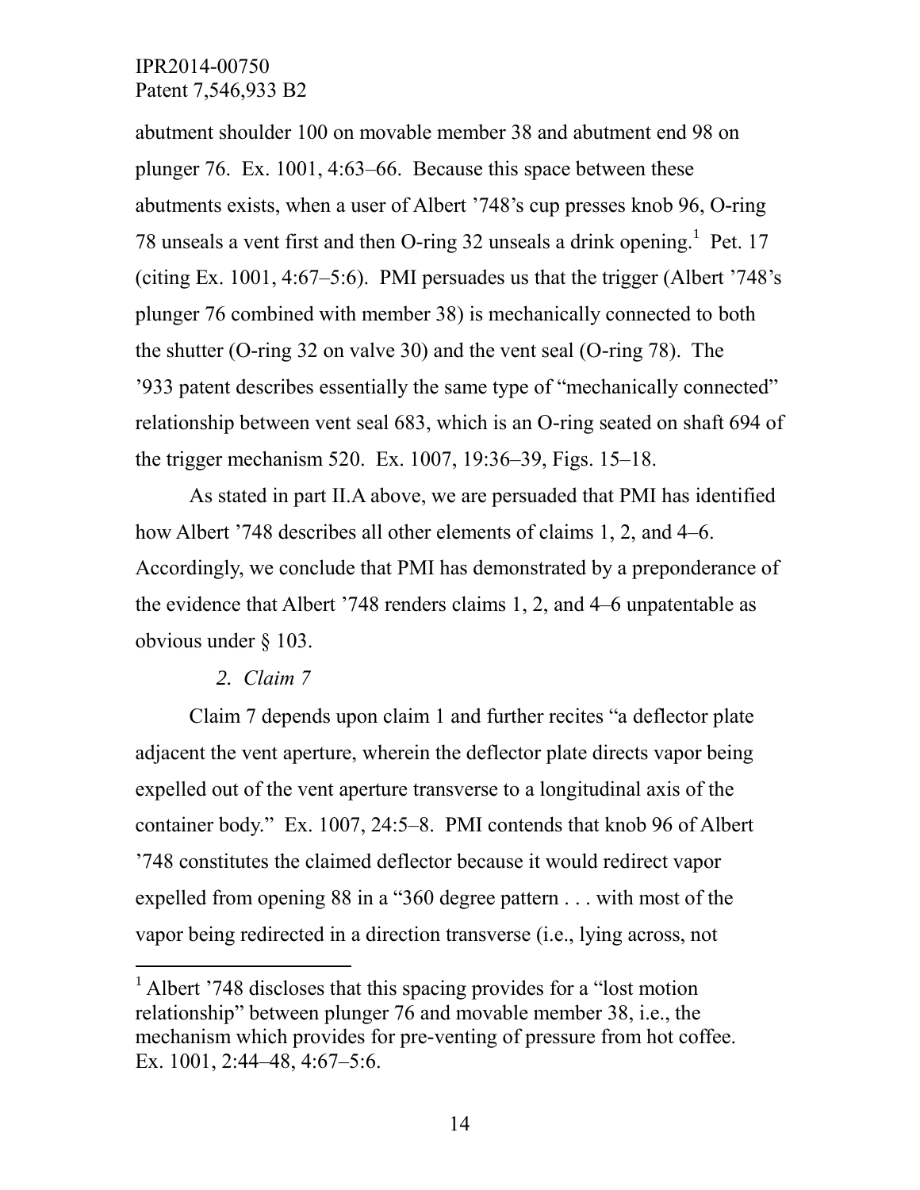abutment shoulder 100 on movable member 38 and abutment end 98 on plunger 76. Ex. 1001, 4:63–66. Because this space between these abutments exists, when a user of Albert '748's cup presses knob 96, O-ring 78 unseals a vent first and then O-ring 32 unseals a drink opening.[1] Pet. 17 (citing Ex. 1001, 4:67–5:6). PMI persuades us that the trigger (Albert '748's plunger 76 combined with member 38) is mechanically connected to both the shutter (O-ring 32 on valve 30) and the vent seal (O-ring 78). The '933 patent describes essentially the same type of "mechanically connected" relationship between vent seal 683, which is an O-ring seated on shaft 694 of the trigger mechanism 520. Ex. 1007, 19:36–39, Figs. 15–18.

As stated in part II.A above, we are persuaded that PMI has identified how Albert '748 describes all other elements of claims 1, 2, and 4–6. Accordingly, we conclude that PMI has demonstrated by a preponderance of the evidence that Albert '748 renders claims 1, 2, and 4–6 unpatentable as obvious under § 103.

*2. Claim 7*

Claim 7 depends upon claim 1 and further recites "a deflector plate adjacent the vent aperture, wherein the deflector plate directs vapor being expelled out of the vent aperture transverse to a longitudinal axis of the container body." Ex. 1007, 24:5–8. PMI contends that knob 96 of Albert '748 constitutes the claimed deflector because it would redirect vapor expelled from opening 88 in a "360 degree pattern . . . with most of the vapor being redirected in a direction transverse (i.e., lying across, not

---

[1] Albert '748 discloses that this spacing provides for a "lost motion relationship" between plunger 76 and movable member 38, i.e., the mechanism which provides for pre-venting of pressure from hot coffee. Ex. 1001, 2:44–48, 4:67–5:6.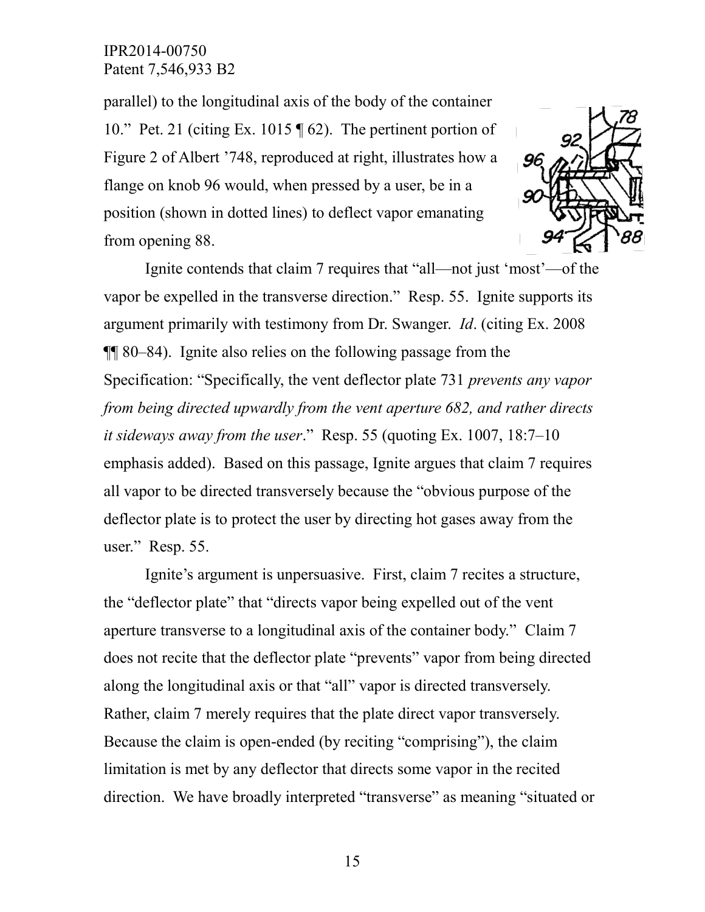parallel) to the longitudinal axis of the body of the container 10." Pet. 21 (citing Ex. 1015 ¶ 62). The pertinent portion of Figure 2 of Albert '748, reproduced at right, illustrates how a flange on knob 96 would, when pressed by a user, be in a position (shown in dotted lines) to deflect vapor emanating from opening 88.

Ignite contends that claim 7 requires that "all—not just 'most'—of the vapor be expelled in the transverse direction." Resp. 55. Ignite supports its argument primarily with testimony from Dr. Swanger. *Id*. (citing Ex. 2008 ¶¶ 80–84). Ignite also relies on the following passage from the Specification: "Specifically, the vent deflector plate 731 *prevents any vapor from being directed upwardly from the vent aperture 682, and rather directs it sideways away from the user*." Resp. 55 (quoting Ex. 1007, 18:7–10 emphasis added). Based on this passage, Ignite argues that claim 7 requires all vapor to be directed transversely because the "obvious purpose of the deflector plate is to protect the user by directing hot gases away from the user." Resp. 55.

Ignite's argument is unpersuasive. First, claim 7 recites a structure, the "deflector plate" that "directs vapor being expelled out of the vent aperture transverse to a longitudinal axis of the container body." Claim 7 does not recite that the deflector plate "prevents" vapor from being directed along the longitudinal axis or that "all" vapor is directed transversely. Rather, claim 7 merely requires that the plate direct vapor transversely. Because the claim is open-ended (by reciting "comprising"), the claim limitation is met by any deflector that directs some vapor in the recited direction. We have broadly interpreted "transverse" as meaning "situated or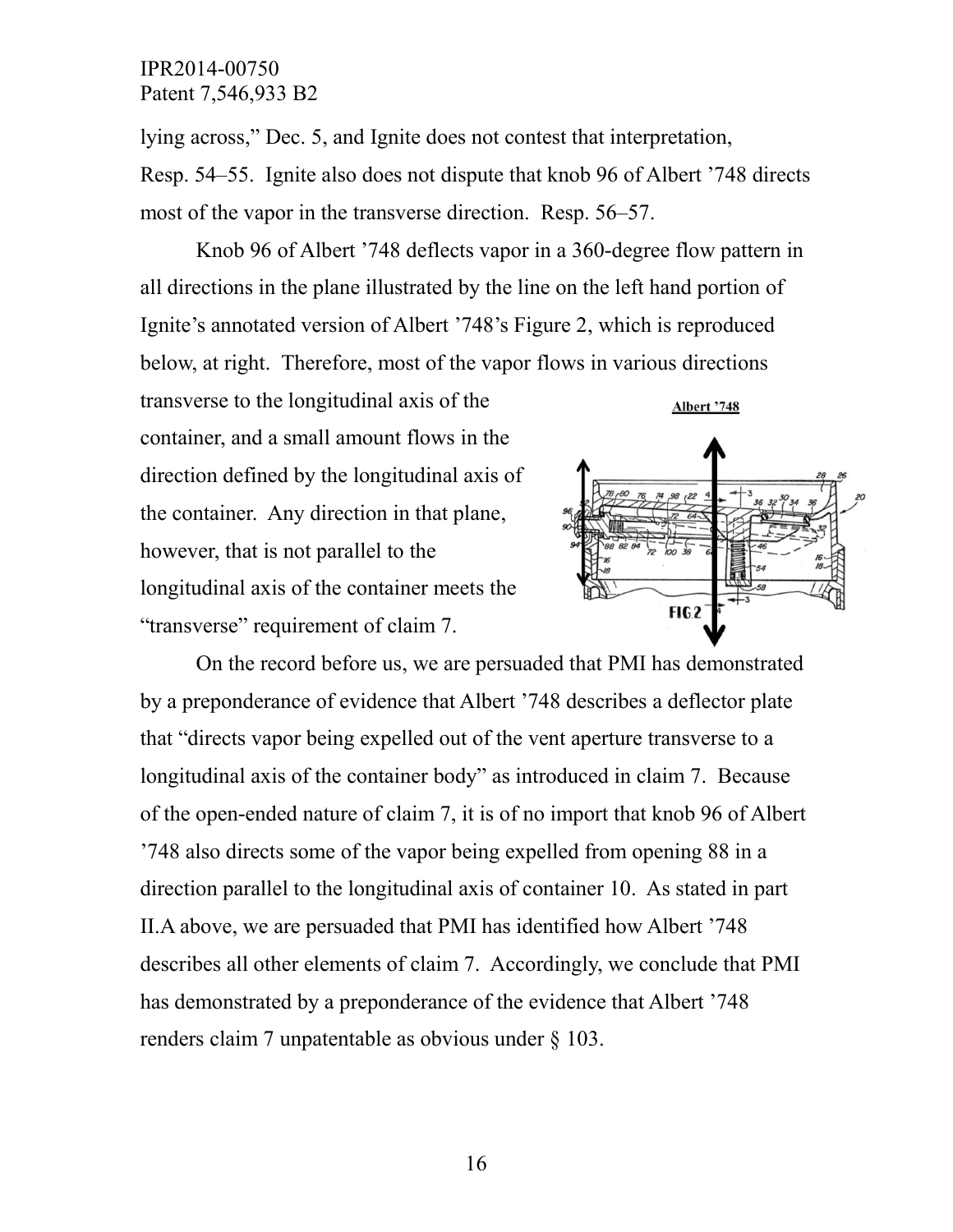lying across," Dec. 5, and Ignite does not contest that interpretation, Resp. 54–55. Ignite also does not dispute that knob 96 of Albert '748 directs most of the vapor in the transverse direction. Resp. 56–57.

Knob 96 of Albert '748 deflects vapor in a 360-degree flow pattern in all directions in the plane illustrated by the line on the left hand portion of Ignite's annotated version of Albert '748's Figure 2, which is reproduced below, at right. Therefore, most of the vapor flows in various directions transverse to the longitudinal axis of the container, and a small amount flows in the direction defined by the longitudinal axis of the container. Any direction in that plane, however, that is not parallel to the longitudinal axis of the container meets the "transverse" requirement of claim 7.

On the record before us, we are persuaded that PMI has demonstrated by a preponderance of evidence that Albert '748 describes a deflector plate that "directs vapor being expelled out of the vent aperture transverse to a longitudinal axis of the container body" as introduced in claim 7. Because of the open-ended nature of claim 7, it is of no import that knob 96 of Albert '748 also directs some of the vapor being expelled from opening 88 in a direction parallel to the longitudinal axis of container 10. As stated in part II.A above, we are persuaded that PMI has identified how Albert '748 describes all other elements of claim 7. Accordingly, we conclude that PMI has demonstrated by a preponderance of the evidence that Albert '748 renders claim 7 unpatentable as obvious under § 103.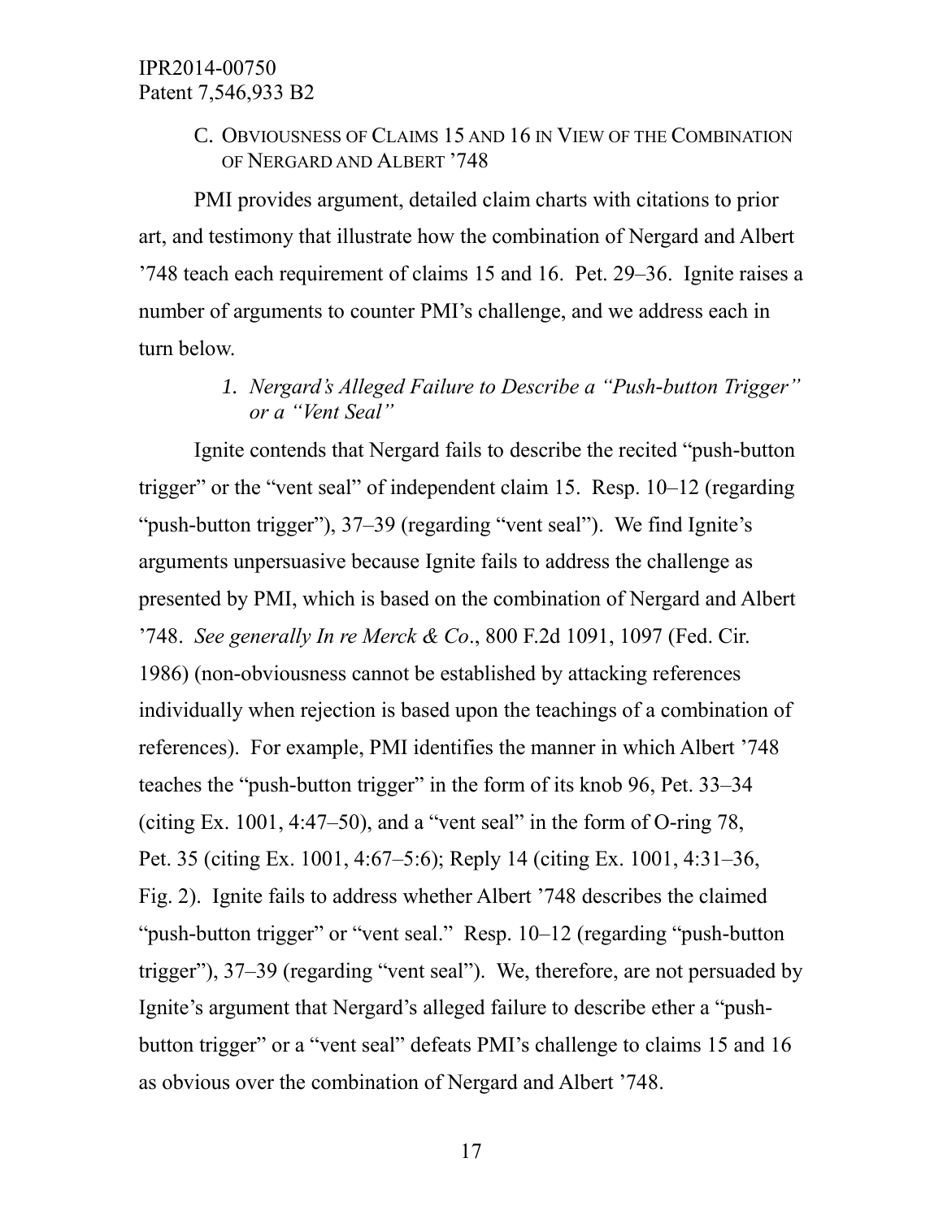### C. Obviousness of Claims 15 and 16 in View of the Combination of Nergard and Albert ’748

PMI provides argument, detailed claim charts with citations to prior art, and testimony that illustrate how the combination of Nergard and Albert ’748 teach each requirement of claims 15 and 16. Pet. 29–36. Ignite raises a number of arguments to counter PMI’s challenge, and we address each in turn below.

#### *1. Nergard’s Alleged Failure to Describe a “Push-button Trigger” or a “Vent Seal”*

Ignite contends that Nergard fails to describe the recited “push-button trigger” or the “vent seal” of independent claim 15. Resp. 10–12 (regarding “push-button trigger”), 37–39 (regarding “vent seal”). We find Ignite’s arguments unpersuasive because Ignite fails to address the challenge as presented by PMI, which is based on the combination of Nergard and Albert ’748. *See generally In re Merck & Co*., 800 F.2d 1091, 1097 (Fed. Cir. 1986) (non-obviousness cannot be established by attacking references individually when rejection is based upon the teachings of a combination of references). For example, PMI identifies the manner in which Albert ’748 teaches the “push-button trigger” in the form of its knob 96, Pet. 33–34 (citing Ex. 1001, 4:47–50), and a “vent seal” in the form of O-ring 78, Pet. 35 (citing Ex. 1001, 4:67–5:6); Reply 14 (citing Ex. 1001, 4:31–36, Fig. 2). Ignite fails to address whether Albert ’748 describes the claimed “push-button trigger” or “vent seal.” Resp. 10–12 (regarding “push-button trigger”), 37–39 (regarding “vent seal”). We, therefore, are not persuaded by Ignite’s argument that Nergard’s alleged failure to describe ether a “push-button trigger” or a “vent seal” defeats PMI’s challenge to claims 15 and 16 as obvious over the combination of Nergard and Albert ’748.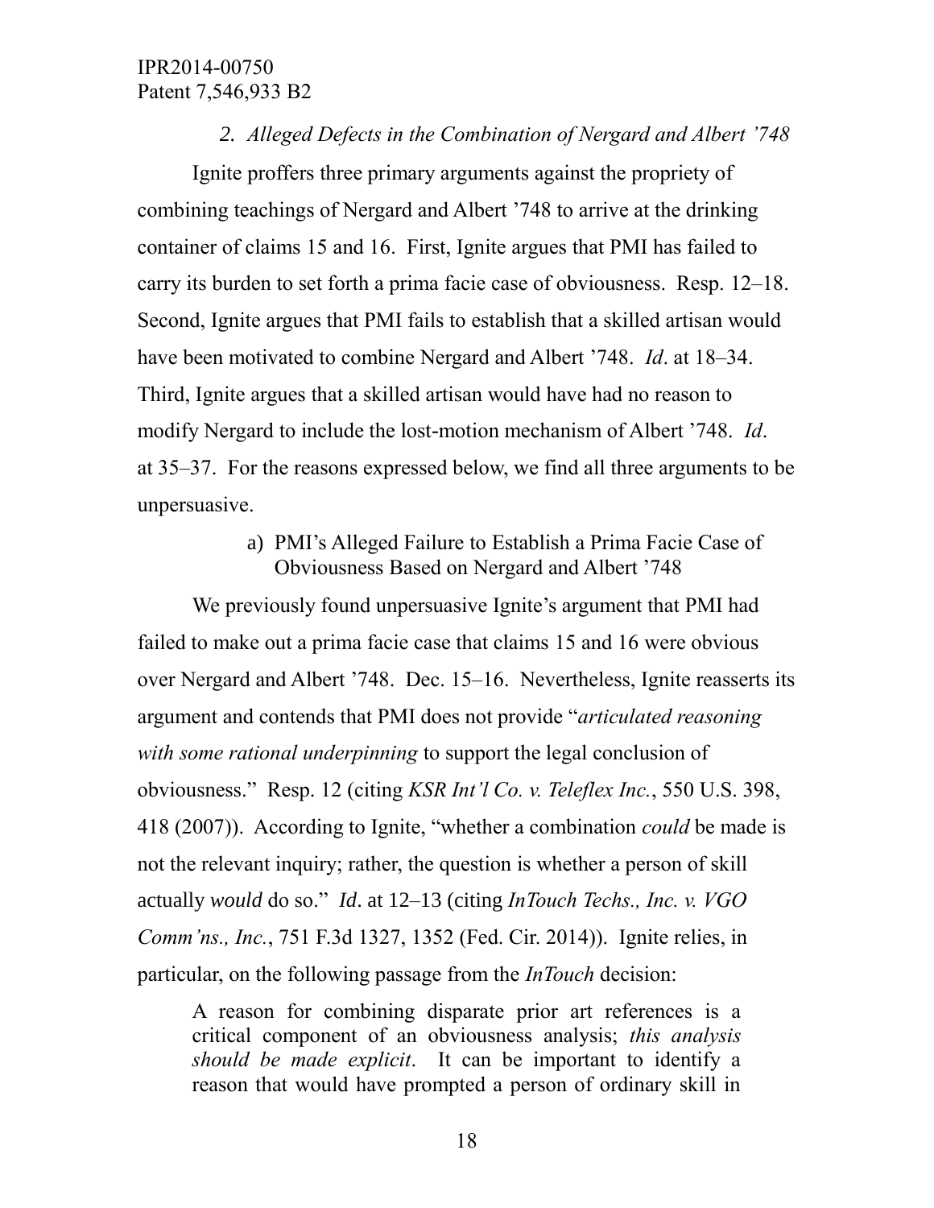### *2. Alleged Defects in the Combination of Nergard and Albert '748*

Ignite proffers three primary arguments against the propriety of combining teachings of Nergard and Albert '748 to arrive at the drinking container of claims 15 and 16. First, Ignite argues that PMI has failed to carry its burden to set forth a prima facie case of obviousness. Resp. 12–18. Second, Ignite argues that PMI fails to establish that a skilled artisan would have been motivated to combine Nergard and Albert '748. *Id*. at 18–34. Third, Ignite argues that a skilled artisan would have had no reason to modify Nergard to include the lost-motion mechanism of Albert '748. *Id*. at 35–37. For the reasons expressed below, we find all three arguments to be unpersuasive.

#### a) PMI's Alleged Failure to Establish a Prima Facie Case of Obviousness Based on Nergard and Albert '748

We previously found unpersuasive Ignite's argument that PMI had failed to make out a prima facie case that claims 15 and 16 were obvious over Nergard and Albert '748. Dec. 15–16. Nevertheless, Ignite reasserts its argument and contends that PMI does not provide "*articulated reasoning with some rational underpinning* to support the legal conclusion of obviousness." Resp. 12 (citing *KSR Int'l Co. v. Teleflex Inc.*, 550 U.S. 398, 418 (2007)). According to Ignite, "whether a combination *could* be made is not the relevant inquiry; rather, the question is whether a person of skill actually *would* do so." *Id*. at 12–13 (citing *InTouch Techs., Inc. v. VGO Comm'ns., Inc.*, 751 F.3d 1327, 1352 (Fed. Cir. 2014)). Ignite relies, in particular, on the following passage from the *InTouch* decision:

> A reason for combining disparate prior art references is a critical component of an obviousness analysis; *this analysis should be made explicit*. It can be important to identify a reason that would have prompted a person of ordinary skill in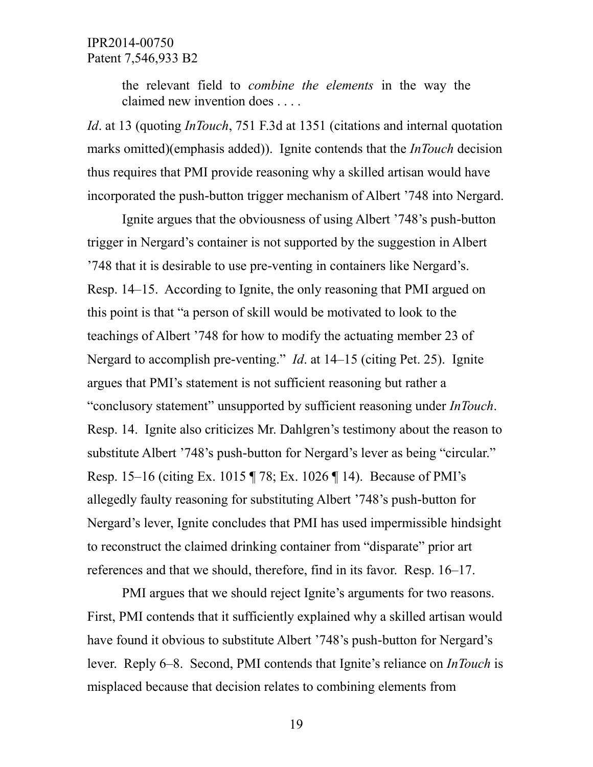> the relevant field to *combine the elements* in the way the claimed new invention does . . . .

*Id*. at 13 (quoting *InTouch*, 751 F.3d at 1351 (citations and internal quotation marks omitted)(emphasis added)). Ignite contends that the *InTouch* decision thus requires that PMI provide reasoning why a skilled artisan would have incorporated the push-button trigger mechanism of Albert '748 into Nergard.

Ignite argues that the obviousness of using Albert '748's push-button trigger in Nergard's container is not supported by the suggestion in Albert '748 that it is desirable to use pre-venting in containers like Nergard's. Resp. 14–15. According to Ignite, the only reasoning that PMI argued on this point is that "a person of skill would be motivated to look to the teachings of Albert '748 for how to modify the actuating member 23 of Nergard to accomplish pre-venting." *Id*. at 14–15 (citing Pet. 25). Ignite argues that PMI's statement is not sufficient reasoning but rather a "conclusory statement" unsupported by sufficient reasoning under *InTouch*. Resp. 14. Ignite also criticizes Mr. Dahlgren's testimony about the reason to substitute Albert '748's push-button for Nergard's lever as being "circular." Resp. 15–16 (citing Ex. 1015 ¶ 78; Ex. 1026 ¶ 14). Because of PMI's allegedly faulty reasoning for substituting Albert '748's push-button for Nergard's lever, Ignite concludes that PMI has used impermissible hindsight to reconstruct the claimed drinking container from "disparate" prior art references and that we should, therefore, find in its favor. Resp. 16–17.

PMI argues that we should reject Ignite's arguments for two reasons. First, PMI contends that it sufficiently explained why a skilled artisan would have found it obvious to substitute Albert '748's push-button for Nergard's lever. Reply 6–8. Second, PMI contends that Ignite's reliance on *InTouch* is misplaced because that decision relates to combining elements from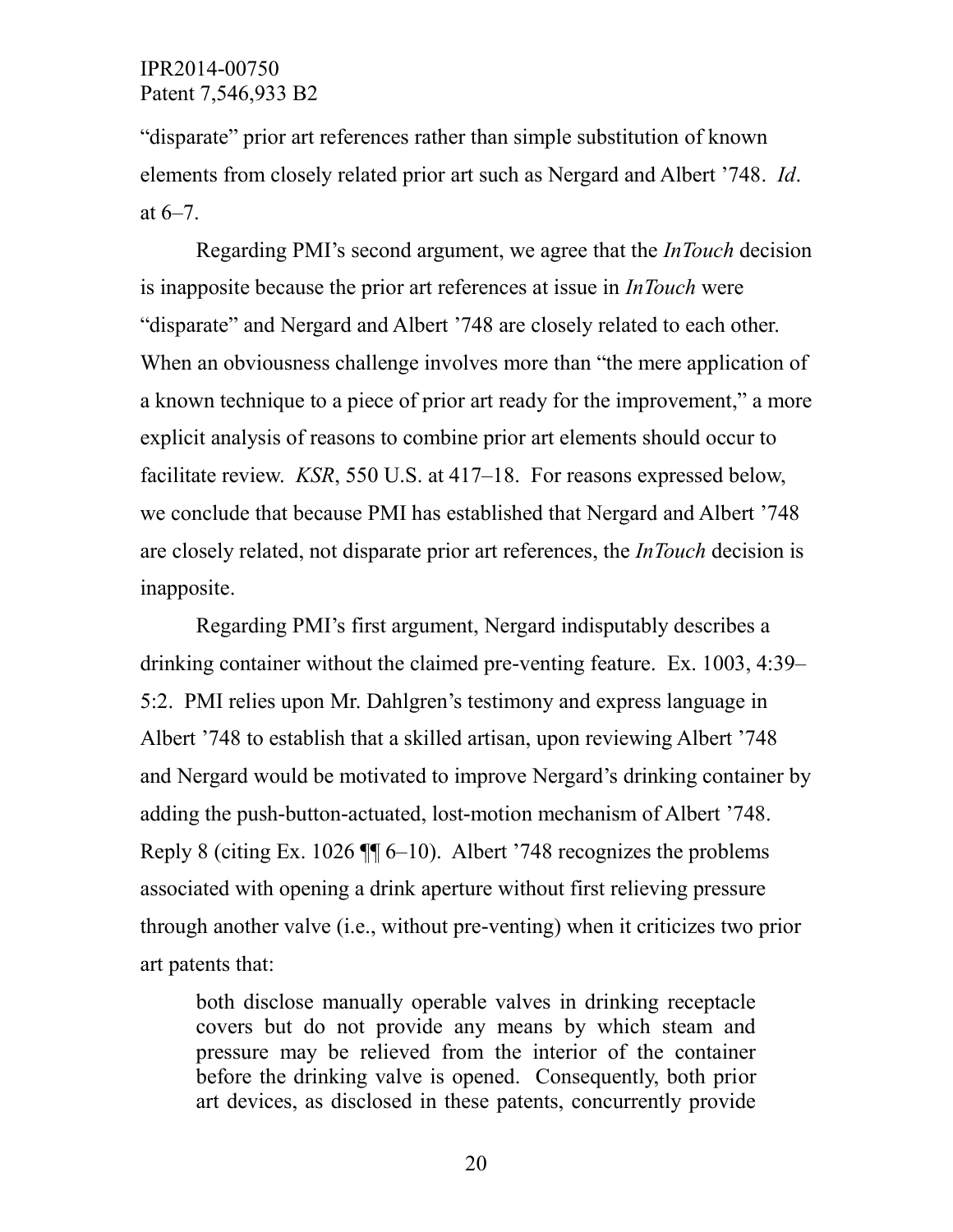"disparate" prior art references rather than simple substitution of known elements from closely related prior art such as Nergard and Albert '748. *Id*. at 6–7.

Regarding PMI's second argument, we agree that the *InTouch* decision is inapposite because the prior art references at issue in *InTouch* were "disparate" and Nergard and Albert '748 are closely related to each other. When an obviousness challenge involves more than "the mere application of a known technique to a piece of prior art ready for the improvement," a more explicit analysis of reasons to combine prior art elements should occur to facilitate review. *KSR*, 550 U.S. at 417–18. For reasons expressed below, we conclude that because PMI has established that Nergard and Albert '748 are closely related, not disparate prior art references, the *InTouch* decision is inapposite.

Regarding PMI's first argument, Nergard indisputably describes a drinking container without the claimed pre-venting feature. Ex. 1003, 4:39–5:2. PMI relies upon Mr. Dahlgren's testimony and express language in Albert '748 to establish that a skilled artisan, upon reviewing Albert '748 and Nergard would be motivated to improve Nergard's drinking container by adding the push-button-actuated, lost-motion mechanism of Albert '748. Reply 8 (citing Ex. 1026 ¶¶ 6–10). Albert '748 recognizes the problems associated with opening a drink aperture without first relieving pressure through another valve (i.e., without pre-venting) when it criticizes two prior art patents that:

> both disclose manually operable valves in drinking receptacle covers but do not provide any means by which steam and pressure may be relieved from the interior of the container before the drinking valve is opened. Consequently, both prior art devices, as disclosed in these patents, concurrently provide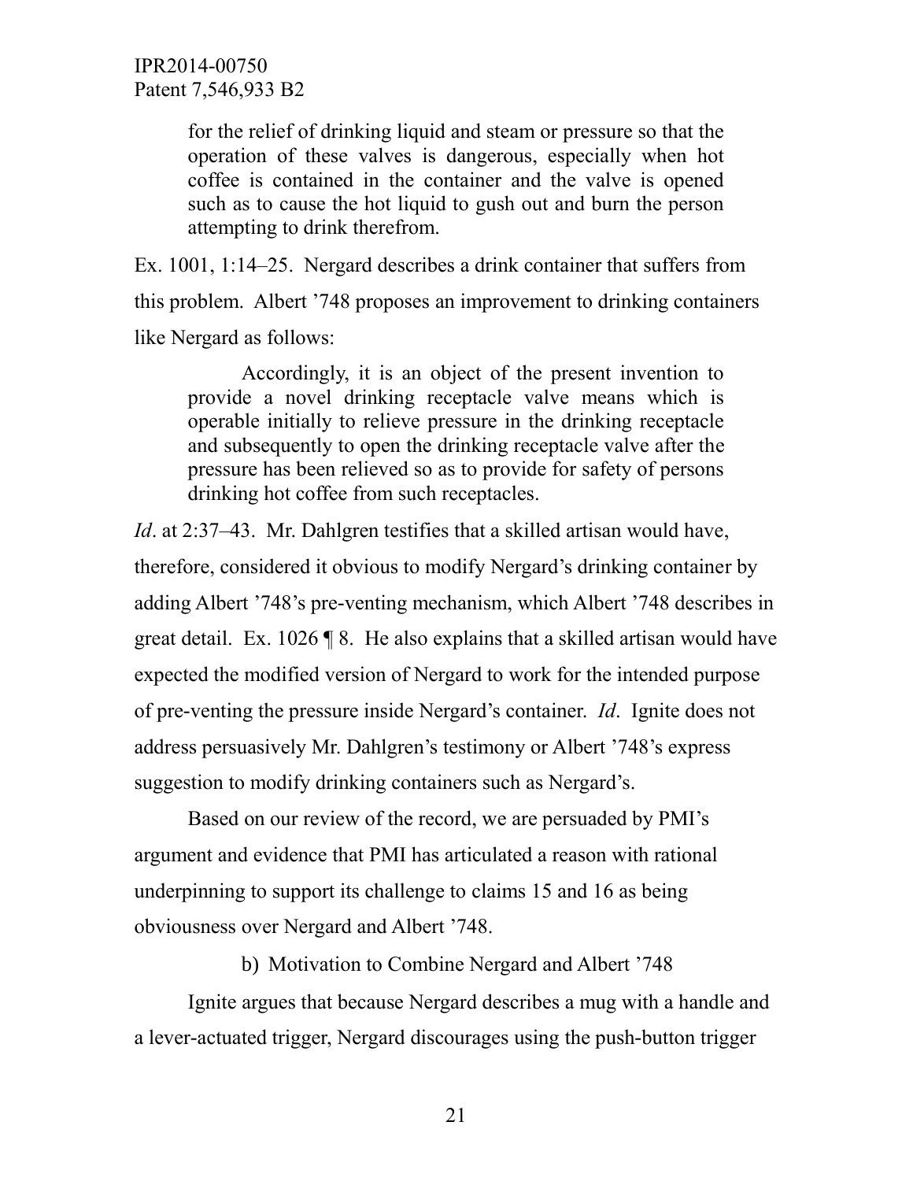> for the relief of drinking liquid and steam or pressure so that the operation of these valves is dangerous, especially when hot coffee is contained in the container and the valve is opened such as to cause the hot liquid to gush out and burn the person attempting to drink therefrom.

Ex. 1001, 1:14–25. Nergard describes a drink container that suffers from this problem. Albert '748 proposes an improvement to drinking containers like Nergard as follows:

> Accordingly, it is an object of the present invention to provide a novel drinking receptacle valve means which is operable initially to relieve pressure in the drinking receptacle and subsequently to open the drinking receptacle valve after the pressure has been relieved so as to provide for safety of persons drinking hot coffee from such receptacles.

*Id*. at 2:37–43. Mr. Dahlgren testifies that a skilled artisan would have, therefore, considered it obvious to modify Nergard's drinking container by adding Albert '748's pre-venting mechanism, which Albert '748 describes in great detail. Ex. 1026 ¶ 8. He also explains that a skilled artisan would have expected the modified version of Nergard to work for the intended purpose of pre-venting the pressure inside Nergard's container. *Id*. Ignite does not address persuasively Mr. Dahlgren's testimony or Albert '748's express suggestion to modify drinking containers such as Nergard's.

Based on our review of the record, we are persuaded by PMI's argument and evidence that PMI has articulated a reason with rational underpinning to support its challenge to claims 15 and 16 as being obviousness over Nergard and Albert '748.

b) Motivation to Combine Nergard and Albert '748

Ignite argues that because Nergard describes a mug with a handle and a lever-actuated trigger, Nergard discourages using the push-button trigger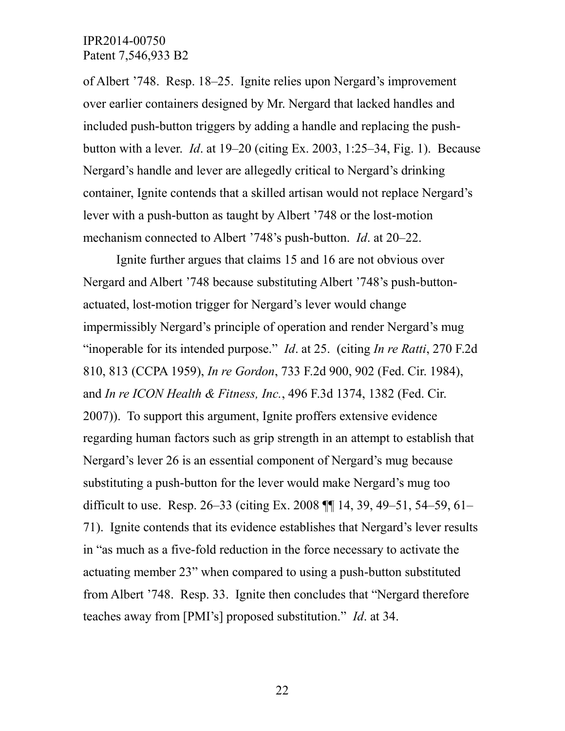of Albert '748. Resp. 18–25. Ignite relies upon Nergard's improvement over earlier containers designed by Mr. Nergard that lacked handles and included push-button triggers by adding a handle and replacing the push-button with a lever. *Id*. at 19–20 (citing Ex. 2003, 1:25–34, Fig. 1). Because Nergard's handle and lever are allegedly critical to Nergard's drinking container, Ignite contends that a skilled artisan would not replace Nergard's lever with a push-button as taught by Albert '748 or the lost-motion mechanism connected to Albert '748's push-button. *Id*. at 20–22.

Ignite further argues that claims 15 and 16 are not obvious over Nergard and Albert '748 because substituting Albert '748's push-button-actuated, lost-motion trigger for Nergard's lever would change impermissibly Nergard's principle of operation and render Nergard's mug "inoperable for its intended purpose." *Id*. at 25. (citing *In re Ratti*, 270 F.2d 810, 813 (CCPA 1959), *In re Gordon*, 733 F.2d 900, 902 (Fed. Cir. 1984), and *In re ICON Health & Fitness, Inc.*, 496 F.3d 1374, 1382 (Fed. Cir. 2007)). To support this argument, Ignite proffers extensive evidence regarding human factors such as grip strength in an attempt to establish that Nergard's lever 26 is an essential component of Nergard's mug because substituting a push-button for the lever would make Nergard's mug too difficult to use. Resp. 26–33 (citing Ex. 2008 ¶¶ 14, 39, 49–51, 54–59, 61–71). Ignite contends that its evidence establishes that Nergard's lever results in "as much as a five-fold reduction in the force necessary to activate the actuating member 23" when compared to using a push-button substituted from Albert '748. Resp. 33. Ignite then concludes that "Nergard therefore teaches away from [PMI's] proposed substitution." *Id*. at 34.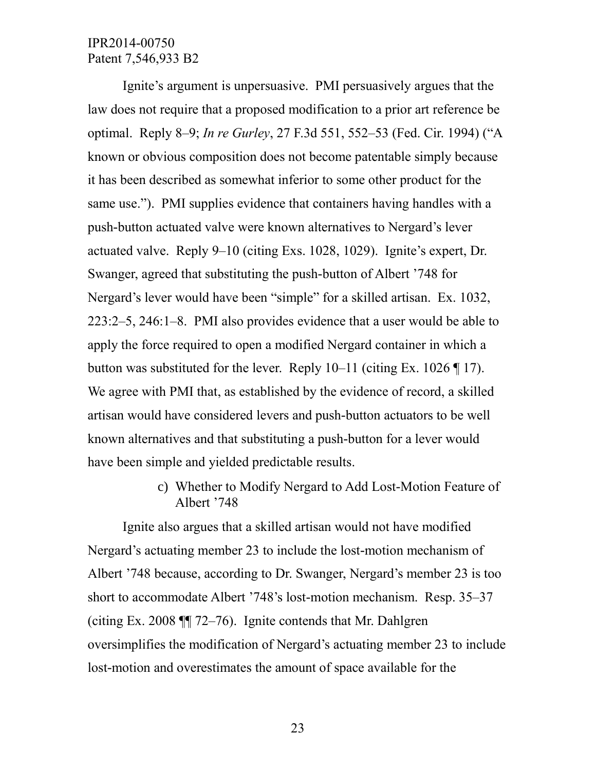Ignite's argument is unpersuasive. PMI persuasively argues that the law does not require that a proposed modification to a prior art reference be optimal. Reply 8–9; *In re Gurley*, 27 F.3d 551, 552–53 (Fed. Cir. 1994) ("A known or obvious composition does not become patentable simply because it has been described as somewhat inferior to some other product for the same use."). PMI supplies evidence that containers having handles with a push-button actuated valve were known alternatives to Nergard's lever actuated valve. Reply 9–10 (citing Exs. 1028, 1029). Ignite's expert, Dr. Swanger, agreed that substituting the push-button of Albert '748 for Nergard's lever would have been "simple" for a skilled artisan. Ex. 1032, 223:2–5, 246:1–8. PMI also provides evidence that a user would be able to apply the force required to open a modified Nergard container in which a button was substituted for the lever. Reply 10–11 (citing Ex. 1026 ¶ 17). We agree with PMI that, as established by the evidence of record, a skilled artisan would have considered levers and push-button actuators to be well known alternatives and that substituting a push-button for a lever would have been simple and yielded predictable results.

c) Whether to Modify Nergard to Add Lost-Motion Feature of Albert '748

Ignite also argues that a skilled artisan would not have modified Nergard's actuating member 23 to include the lost-motion mechanism of Albert '748 because, according to Dr. Swanger, Nergard's member 23 is too short to accommodate Albert '748's lost-motion mechanism. Resp. 35–37 (citing Ex. 2008 ¶¶ 72–76). Ignite contends that Mr. Dahlgren oversimplifies the modification of Nergard's actuating member 23 to include lost-motion and overestimates the amount of space available for the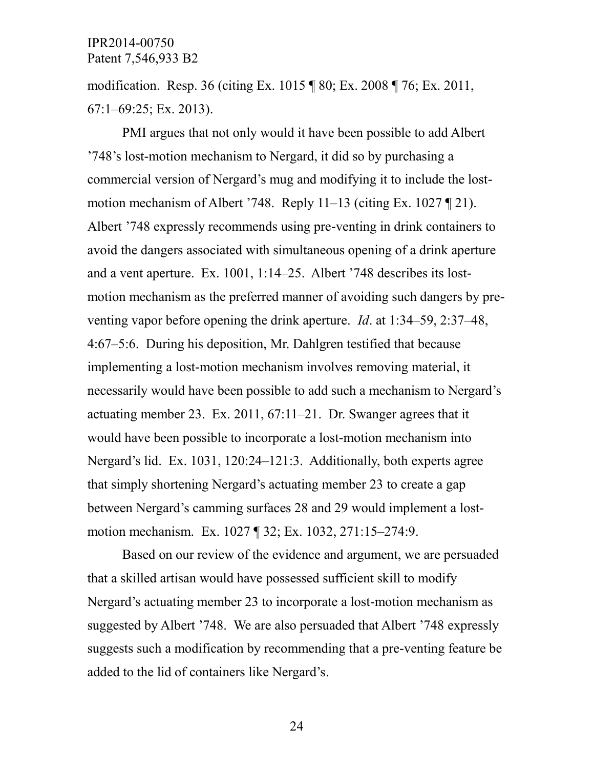modification. Resp. 36 (citing Ex. 1015 ¶ 80; Ex. 2008 ¶ 76; Ex. 2011, 67:1–69:25; Ex. 2013).

PMI argues that not only would it have been possible to add Albert '748's lost-motion mechanism to Nergard, it did so by purchasing a commercial version of Nergard's mug and modifying it to include the lost-motion mechanism of Albert '748. Reply 11–13 (citing Ex. 1027 ¶ 21). Albert '748 expressly recommends using pre-venting in drink containers to avoid the dangers associated with simultaneous opening of a drink aperture and a vent aperture. Ex. 1001, 1:14–25. Albert '748 describes its lost-motion mechanism as the preferred manner of avoiding such dangers by pre-venting vapor before opening the drink aperture. *Id*. at 1:34–59, 2:37–48, 4:67–5:6. During his deposition, Mr. Dahlgren testified that because implementing a lost-motion mechanism involves removing material, it necessarily would have been possible to add such a mechanism to Nergard's actuating member 23. Ex. 2011, 67:11–21. Dr. Swanger agrees that it would have been possible to incorporate a lost-motion mechanism into Nergard's lid. Ex. 1031, 120:24–121:3. Additionally, both experts agree that simply shortening Nergard's actuating member 23 to create a gap between Nergard's camming surfaces 28 and 29 would implement a lost-motion mechanism. Ex. 1027 ¶ 32; Ex. 1032, 271:15–274:9.

Based on our review of the evidence and argument, we are persuaded that a skilled artisan would have possessed sufficient skill to modify Nergard's actuating member 23 to incorporate a lost-motion mechanism as suggested by Albert '748. We are also persuaded that Albert '748 expressly suggests such a modification by recommending that a pre-venting feature be added to the lid of containers like Nergard's.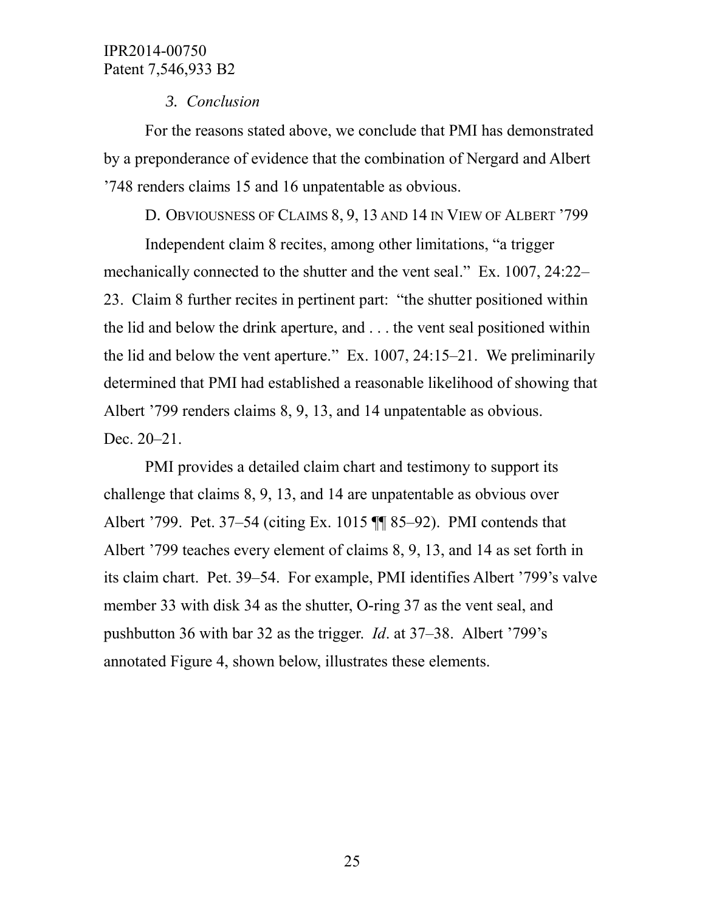### *3. Conclusion*

For the reasons stated above, we conclude that PMI has demonstrated by a preponderance of evidence that the combination of Nergard and Albert '748 renders claims 15 and 16 unpatentable as obvious.

### D. OBVIOUSNESS OF CLAIMS 8, 9, 13 AND 14 IN VIEW OF ALBERT '799

Independent claim 8 recites, among other limitations, "a trigger mechanically connected to the shutter and the vent seal." Ex. 1007, 24:22–23. Claim 8 further recites in pertinent part: "the shutter positioned within the lid and below the drink aperture, and . . . the vent seal positioned within the lid and below the vent aperture." Ex. 1007, 24:15–21. We preliminarily determined that PMI had established a reasonable likelihood of showing that Albert '799 renders claims 8, 9, 13, and 14 unpatentable as obvious. Dec. 20–21.

PMI provides a detailed claim chart and testimony to support its challenge that claims 8, 9, 13, and 14 are unpatentable as obvious over Albert '799. Pet. 37–54 (citing Ex. 1015 ¶¶ 85–92). PMI contends that Albert '799 teaches every element of claims 8, 9, 13, and 14 as set forth in its claim chart. Pet. 39–54. For example, PMI identifies Albert '799's valve member 33 with disk 34 as the shutter, O-ring 37 as the vent seal, and pushbutton 36 with bar 32 as the trigger. *Id*. at 37–38. Albert '799's annotated Figure 4, shown below, illustrates these elements.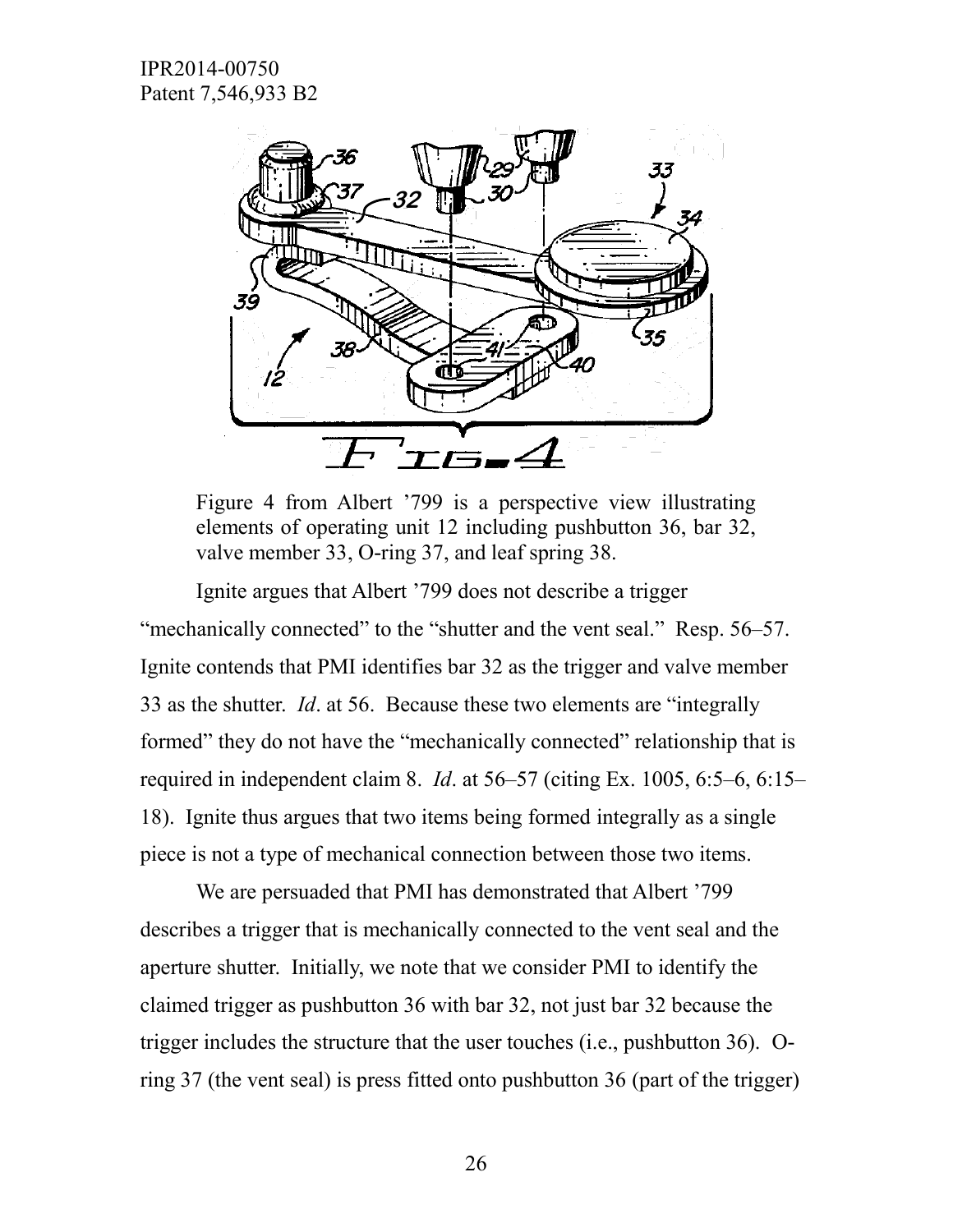Figure 4 from Albert '799 is a perspective view illustrating elements of operating unit 12 including pushbutton 36, bar 32, valve member 33, O-ring 37, and leaf spring 38.

Ignite argues that Albert '799 does not describe a trigger "mechanically connected" to the "shutter and the vent seal." Resp. 56–57. Ignite contends that PMI identifies bar 32 as the trigger and valve member 33 as the shutter. *Id*. at 56. Because these two elements are "integrally formed" they do not have the "mechanically connected" relationship that is required in independent claim 8. *Id*. at 56–57 (citing Ex. 1005, 6:5–6, 6:15–18). Ignite thus argues that two items being formed integrally as a single piece is not a type of mechanical connection between those two items.

We are persuaded that PMI has demonstrated that Albert '799 describes a trigger that is mechanically connected to the vent seal and the aperture shutter. Initially, we note that we consider PMI to identify the claimed trigger as pushbutton 36 with bar 32, not just bar 32 because the trigger includes the structure that the user touches (i.e., pushbutton 36). O-ring 37 (the vent seal) is press fitted onto pushbutton 36 (part of the trigger)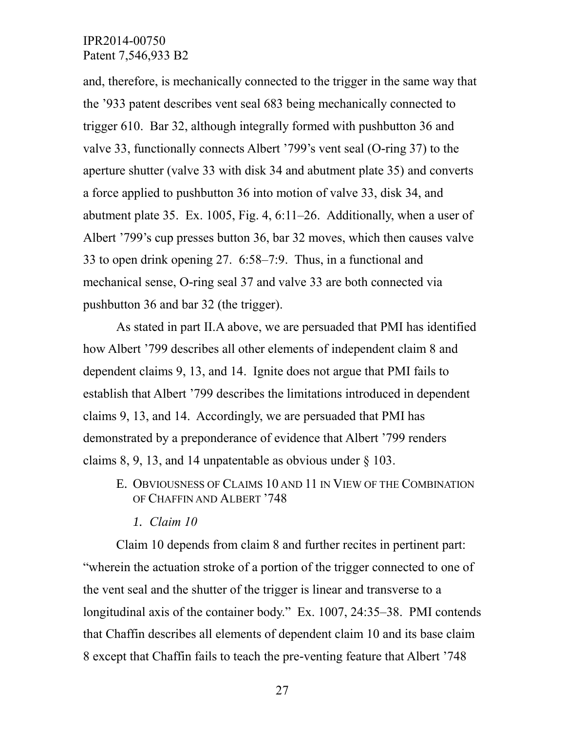and, therefore, is mechanically connected to the trigger in the same way that the ’933 patent describes vent seal 683 being mechanically connected to trigger 610. Bar 32, although integrally formed with pushbutton 36 and valve 33, functionally connects Albert ’799’s vent seal (O-ring 37) to the aperture shutter (valve 33 with disk 34 and abutment plate 35) and converts a force applied to pushbutton 36 into motion of valve 33, disk 34, and abutment plate 35. Ex. 1005, Fig. 4, 6:11–26. Additionally, when a user of Albert ’799’s cup presses button 36, bar 32 moves, which then causes valve 33 to open drink opening 27. 6:58–7:9. Thus, in a functional and mechanical sense, O-ring seal 37 and valve 33 are both connected via pushbutton 36 and bar 32 (the trigger).

As stated in part II.A above, we are persuaded that PMI has identified how Albert ’799 describes all other elements of independent claim 8 and dependent claims 9, 13, and 14. Ignite does not argue that PMI fails to establish that Albert ’799 describes the limitations introduced in dependent claims 9, 13, and 14. Accordingly, we are persuaded that PMI has demonstrated by a preponderance of evidence that Albert ’799 renders claims 8, 9, 13, and 14 unpatentable as obvious under § 103.

### E. Obviousness of Claims 10 and 11 in View of the Combination of Chaffin and Albert ’748

#### *1. Claim 10*

Claim 10 depends from claim 8 and further recites in pertinent part: “wherein the actuation stroke of a portion of the trigger connected to one of the vent seal and the shutter of the trigger is linear and transverse to a longitudinal axis of the container body.” Ex. 1007, 24:35–38. PMI contends that Chaffin describes all elements of dependent claim 10 and its base claim 8 except that Chaffin fails to teach the pre-venting feature that Albert ’748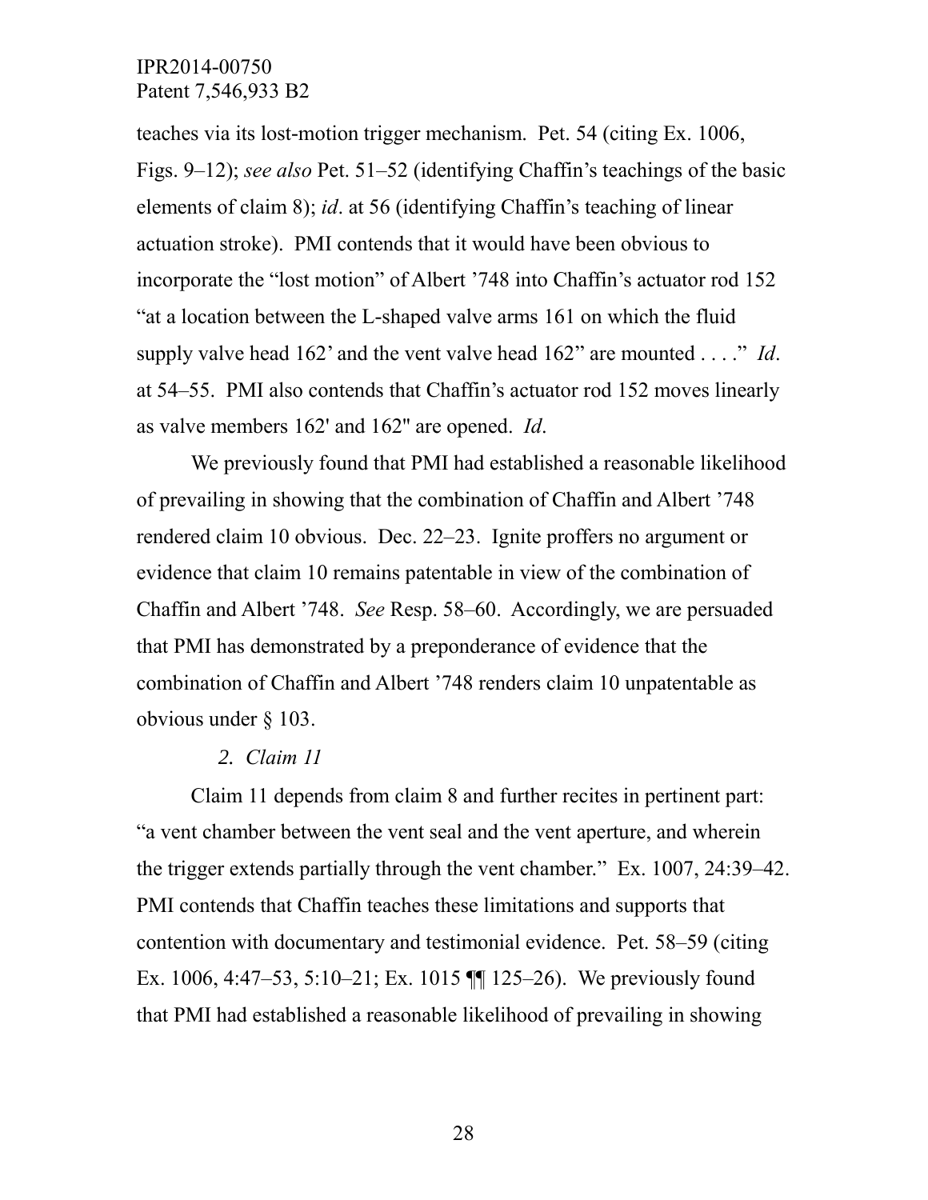teaches via its lost-motion trigger mechanism. Pet. 54 (citing Ex. 1006, Figs. 9–12); *see also* Pet. 51–52 (identifying Chaffin's teachings of the basic elements of claim 8); *id*. at 56 (identifying Chaffin's teaching of linear actuation stroke). PMI contends that it would have been obvious to incorporate the "lost motion" of Albert '748 into Chaffin's actuator rod 152 "at a location between the L-shaped valve arms 161 on which the fluid supply valve head 162' and the vent valve head 162" are mounted . . . ." *Id*. at 54–55. PMI also contends that Chaffin's actuator rod 152 moves linearly as valve members 162' and 162" are opened. *Id*.

We previously found that PMI had established a reasonable likelihood of prevailing in showing that the combination of Chaffin and Albert '748 rendered claim 10 obvious. Dec. 22–23. Ignite proffers no argument or evidence that claim 10 remains patentable in view of the combination of Chaffin and Albert '748. *See* Resp. 58–60. Accordingly, we are persuaded that PMI has demonstrated by a preponderance of evidence that the combination of Chaffin and Albert '748 renders claim 10 unpatentable as obvious under § 103.

*2. Claim 11*

Claim 11 depends from claim 8 and further recites in pertinent part: "a vent chamber between the vent seal and the vent aperture, and wherein the trigger extends partially through the vent chamber." Ex. 1007, 24:39–42. PMI contends that Chaffin teaches these limitations and supports that contention with documentary and testimonial evidence. Pet. 58–59 (citing Ex. 1006, 4:47–53, 5:10–21; Ex. 1015 ¶¶ 125–26). We previously found that PMI had established a reasonable likelihood of prevailing in showing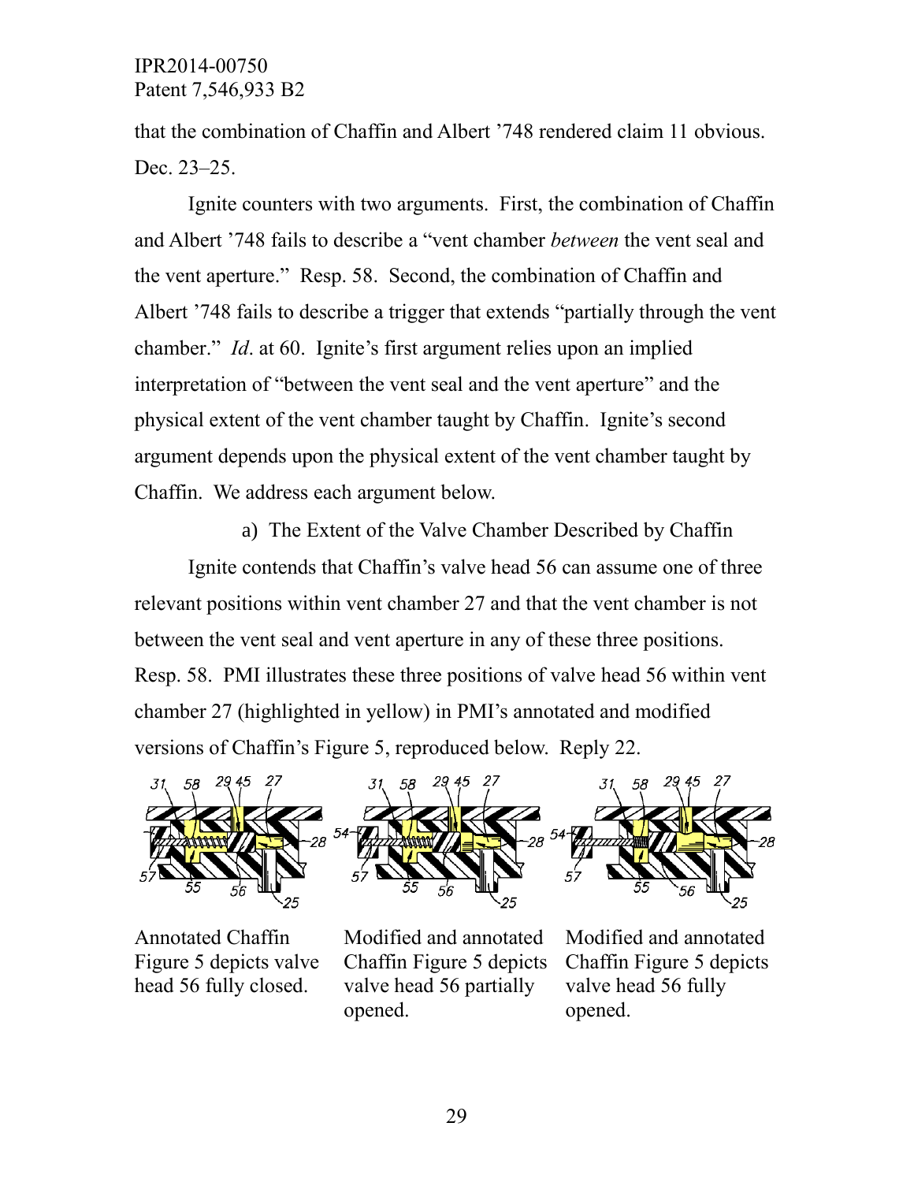that the combination of Chaffin and Albert '748 rendered claim 11 obvious. Dec. 23–25.

Ignite counters with two arguments. First, the combination of Chaffin and Albert '748 fails to describe a "vent chamber *between* the vent seal and the vent aperture." Resp. 58. Second, the combination of Chaffin and Albert '748 fails to describe a trigger that extends "partially through the vent chamber." *Id*. at 60. Ignite's first argument relies upon an implied interpretation of "between the vent seal and the vent aperture" and the physical extent of the vent chamber taught by Chaffin. Ignite's second argument depends upon the physical extent of the vent chamber taught by Chaffin. We address each argument below.

a) The Extent of the Valve Chamber Described by Chaffin

Ignite contends that Chaffin's valve head 56 can assume one of three relevant positions within vent chamber 27 and that the vent chamber is not between the vent seal and vent aperture in any of these three positions. Resp. 58. PMI illustrates these three positions of valve head 56 within vent chamber 27 (highlighted in yellow) in PMI's annotated and modified versions of Chaffin's Figure 5, reproduced below. Reply 22.

Annotated Chaffin Figure 5 depicts valve head 56 fully closed.

Modified and annotated Chaffin Figure 5 depicts valve head 56 partially opened.

Modified and annotated Chaffin Figure 5 depicts valve head 56 fully opened.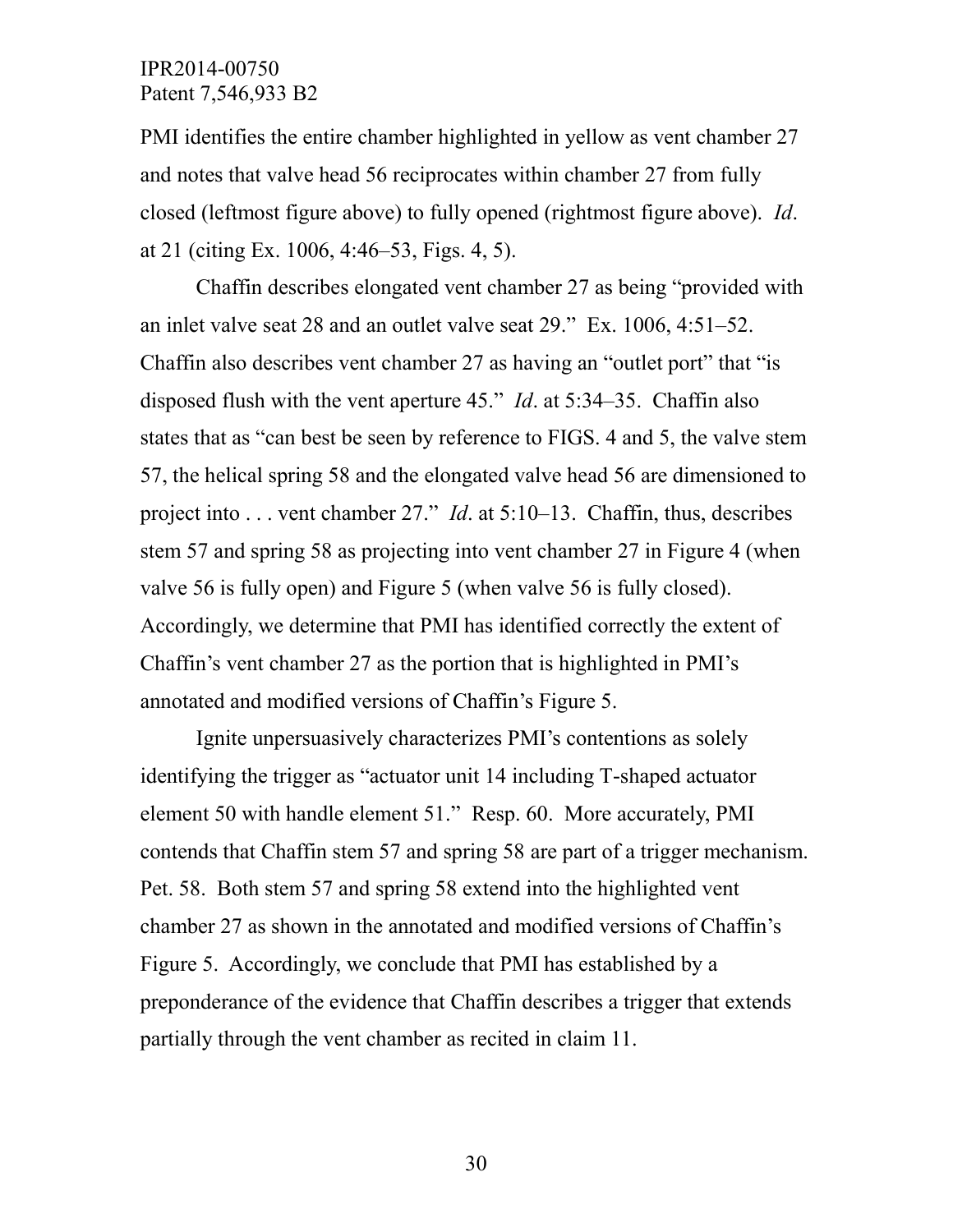PMI identifies the entire chamber highlighted in yellow as vent chamber 27 and notes that valve head 56 reciprocates within chamber 27 from fully closed (leftmost figure above) to fully opened (rightmost figure above). *Id*. at 21 (citing Ex. 1006, 4:46–53, Figs. 4, 5).

Chaffin describes elongated vent chamber 27 as being "provided with an inlet valve seat 28 and an outlet valve seat 29." Ex. 1006, 4:51–52. Chaffin also describes vent chamber 27 as having an "outlet port" that "is disposed flush with the vent aperture 45." *Id*. at 5:34–35. Chaffin also states that as "can best be seen by reference to FIGS. 4 and 5, the valve stem 57, the helical spring 58 and the elongated valve head 56 are dimensioned to project into . . . vent chamber 27." *Id*. at 5:10–13. Chaffin, thus, describes stem 57 and spring 58 as projecting into vent chamber 27 in Figure 4 (when valve 56 is fully open) and Figure 5 (when valve 56 is fully closed). Accordingly, we determine that PMI has identified correctly the extent of Chaffin's vent chamber 27 as the portion that is highlighted in PMI's annotated and modified versions of Chaffin's Figure 5.

Ignite unpersuasively characterizes PMI's contentions as solely identifying the trigger as "actuator unit 14 including T-shaped actuator element 50 with handle element 51." Resp. 60. More accurately, PMI contends that Chaffin stem 57 and spring 58 are part of a trigger mechanism. Pet. 58. Both stem 57 and spring 58 extend into the highlighted vent chamber 27 as shown in the annotated and modified versions of Chaffin's Figure 5. Accordingly, we conclude that PMI has established by a preponderance of the evidence that Chaffin describes a trigger that extends partially through the vent chamber as recited in claim 11.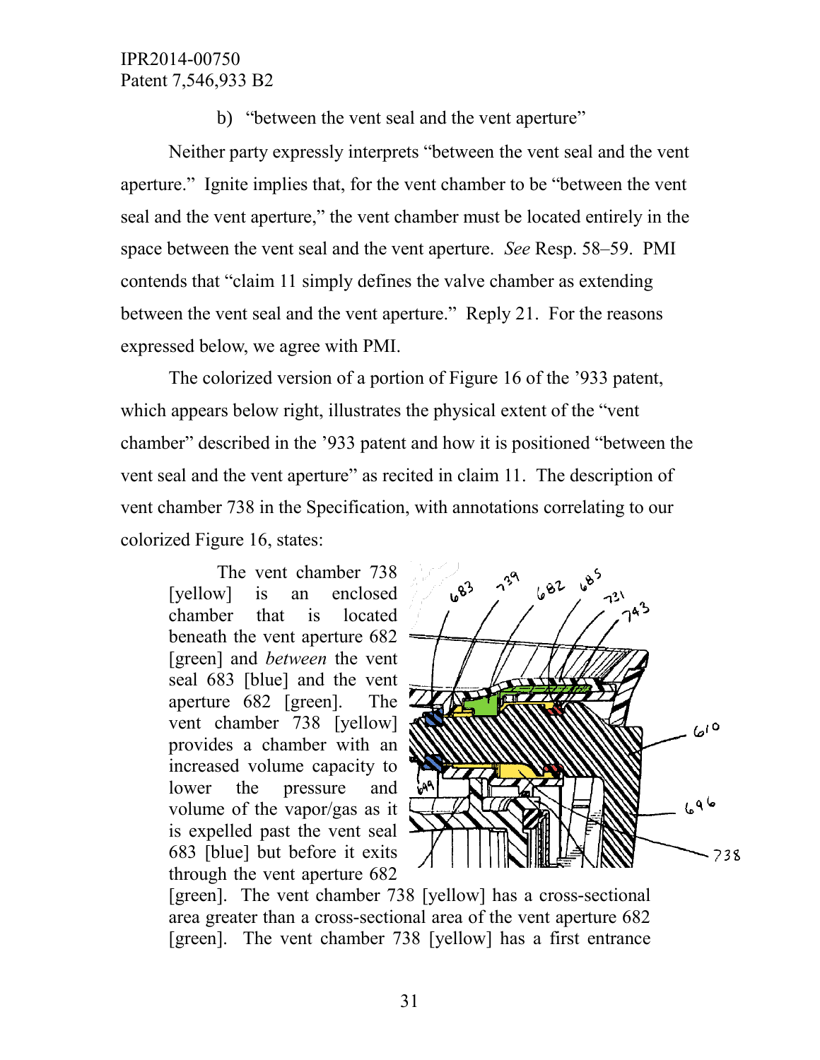b) "between the vent seal and the vent aperture"

Neither party expressly interprets "between the vent seal and the vent aperture." Ignite implies that, for the vent chamber to be "between the vent seal and the vent aperture," the vent chamber must be located entirely in the space between the vent seal and the vent aperture. *See* Resp. 58–59. PMI contends that "claim 11 simply defines the valve chamber as extending between the vent seal and the vent aperture." Reply 21. For the reasons expressed below, we agree with PMI.

The colorized version of a portion of Figure 16 of the '933 patent, which appears below right, illustrates the physical extent of the "vent chamber" described in the '933 patent and how it is positioned "between the vent seal and the vent aperture" as recited in claim 11. The description of vent chamber 738 in the Specification, with annotations correlating to our colorized Figure 16, states:

> The vent chamber 738 [yellow] is an enclosed chamber that is located beneath the vent aperture 682 [green] and *between* the vent seal 683 [blue] and the vent aperture 682 [green]. The vent chamber 738 [yellow] provides a chamber with an increased volume capacity to lower the pressure and volume of the vapor/gas as it is expelled past the vent seal 683 [blue] but before it exits through the vent aperture 682 [green]. The vent chamber 738 [yellow] has a cross-sectional area greater than a cross-sectional area of the vent aperture 682 [green]. The vent chamber 738 [yellow] has a first entrance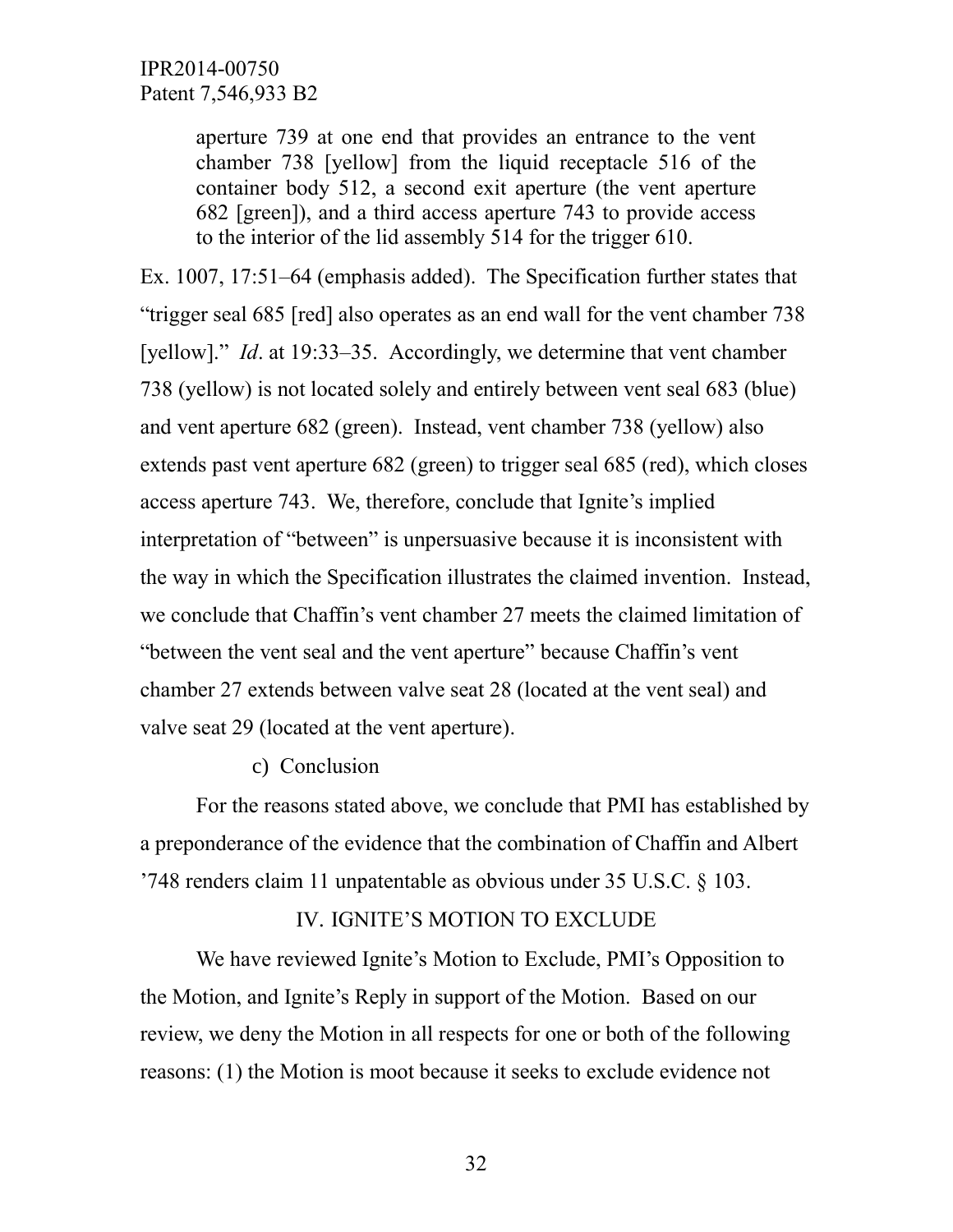> aperture 739 at one end that provides an entrance to the vent chamber 738 [yellow] from the liquid receptacle 516 of the container body 512, a second exit aperture (the vent aperture 682 [green]), and a third access aperture 743 to provide access to the interior of the lid assembly 514 for the trigger 610.

Ex. 1007, 17:51–64 (emphasis added). The Specification further states that "trigger seal 685 [red] also operates as an end wall for the vent chamber 738 [yellow]." *Id*. at 19:33–35. Accordingly, we determine that vent chamber 738 (yellow) is not located solely and entirely between vent seal 683 (blue) and vent aperture 682 (green). Instead, vent chamber 738 (yellow) also extends past vent aperture 682 (green) to trigger seal 685 (red), which closes access aperture 743. We, therefore, conclude that Ignite's implied interpretation of "between" is unpersuasive because it is inconsistent with the way in which the Specification illustrates the claimed invention. Instead, we conclude that Chaffin's vent chamber 27 meets the claimed limitation of "between the vent seal and the vent aperture" because Chaffin's vent chamber 27 extends between valve seat 28 (located at the vent seal) and valve seat 29 (located at the vent aperture).

c) Conclusion

For the reasons stated above, we conclude that PMI has established by a preponderance of the evidence that the combination of Chaffin and Albert '748 renders claim 11 unpatentable as obvious under 35 U.S.C. § 103.

## IV. IGNITE'S MOTION TO EXCLUDE

We have reviewed Ignite's Motion to Exclude, PMI's Opposition to the Motion, and Ignite's Reply in support of the Motion. Based on our review, we deny the Motion in all respects for one or both of the following reasons: (1) the Motion is moot because it seeks to exclude evidence not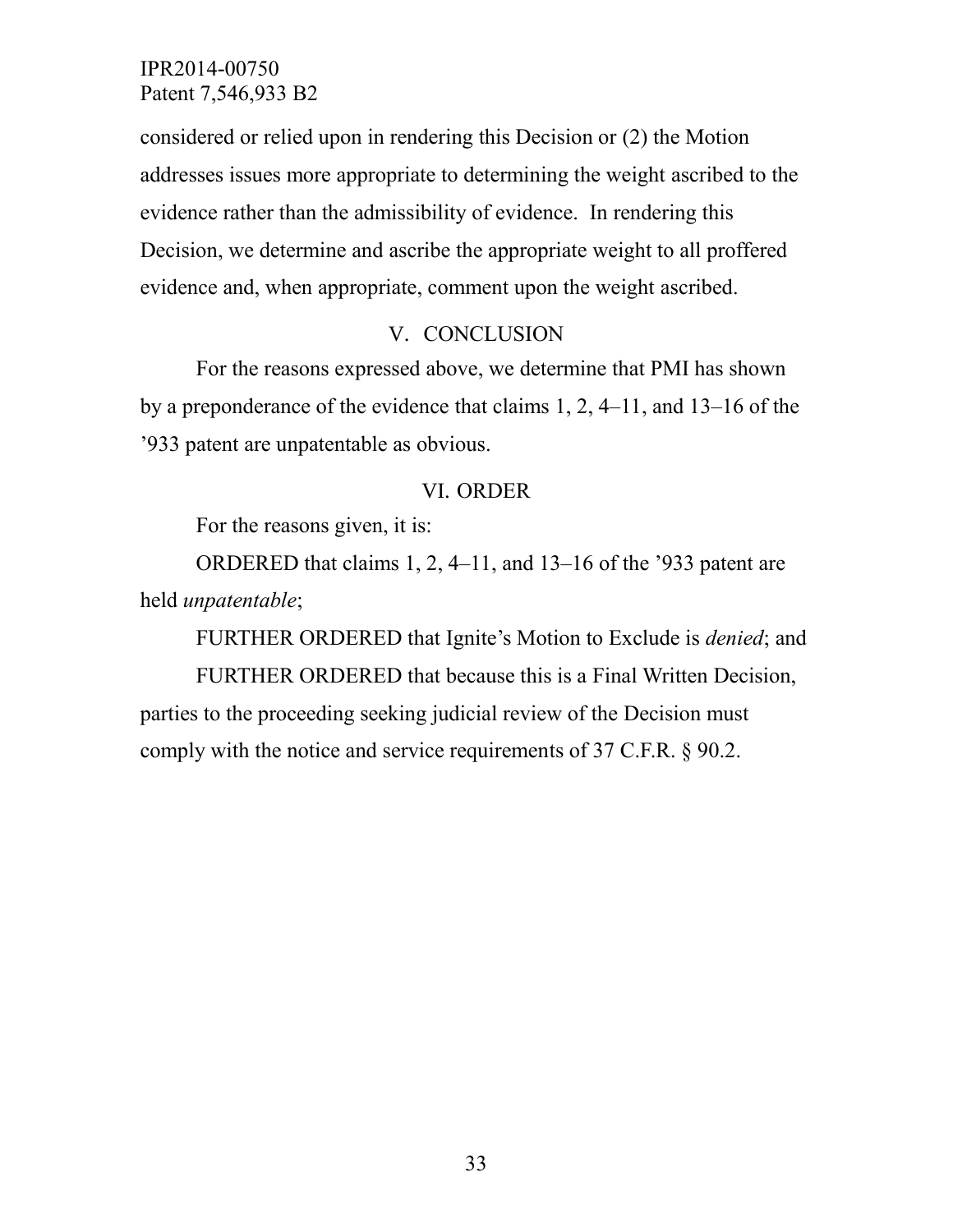considered or relied upon in rendering this Decision or (2) the Motion addresses issues more appropriate to determining the weight ascribed to the evidence rather than the admissibility of evidence. In rendering this Decision, we determine and ascribe the appropriate weight to all proffered evidence and, when appropriate, comment upon the weight ascribed.

## V. CONCLUSION

For the reasons expressed above, we determine that PMI has shown by a preponderance of the evidence that claims 1, 2, 4–11, and 13–16 of the ’933 patent are unpatentable as obvious.

## VI. ORDER

For the reasons given, it is:

ORDERED that claims 1, 2, 4–11, and 13–16 of the ’933 patent are held *unpatentable*;

FURTHER ORDERED that Ignite’s Motion to Exclude is *denied*; and

FURTHER ORDERED that because this is a Final Written Decision, parties to the proceeding seeking judicial review of the Decision must comply with the notice and service requirements of 37 C.F.R. § 90.2.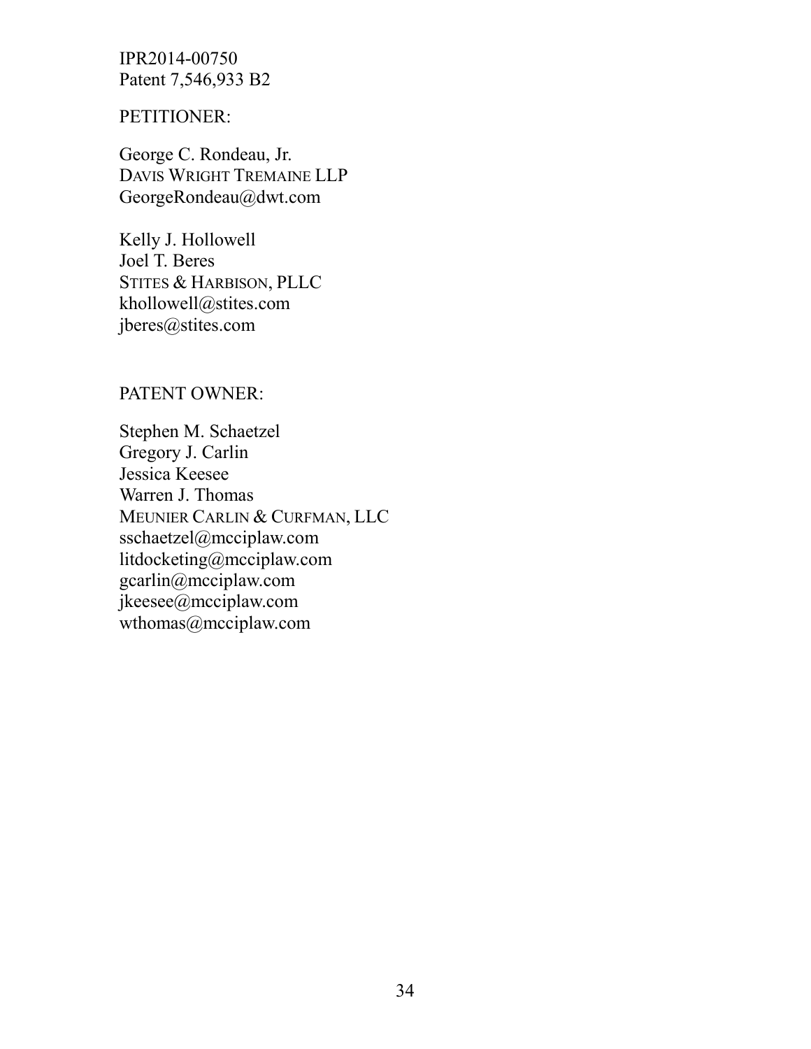IPR2014-00750
Patent 7,546,933 B2

PETITIONER:

George C. Rondeau, Jr.
DAVIS WRIGHT TREMAINE LLP
GeorgeRondeau@dwt.com

Kelly J. Hollowell
Joel T. Beres
STITES & HARBISON, PLLC
khollowell@stites.com
jberes@stites.com

PATENT OWNER:

Stephen M. Schaetzel
Gregory J. Carlin
Jessica Keesee
Warren J. Thomas
MEUNIER CARLIN & CURFMAN, LLC
sschaetzel@mcciplaw.com
litdocketing@mcciplaw.com
gcarlin@mcciplaw.com
jkeesee@mcciplaw.com
wthomas@mcciplaw.com